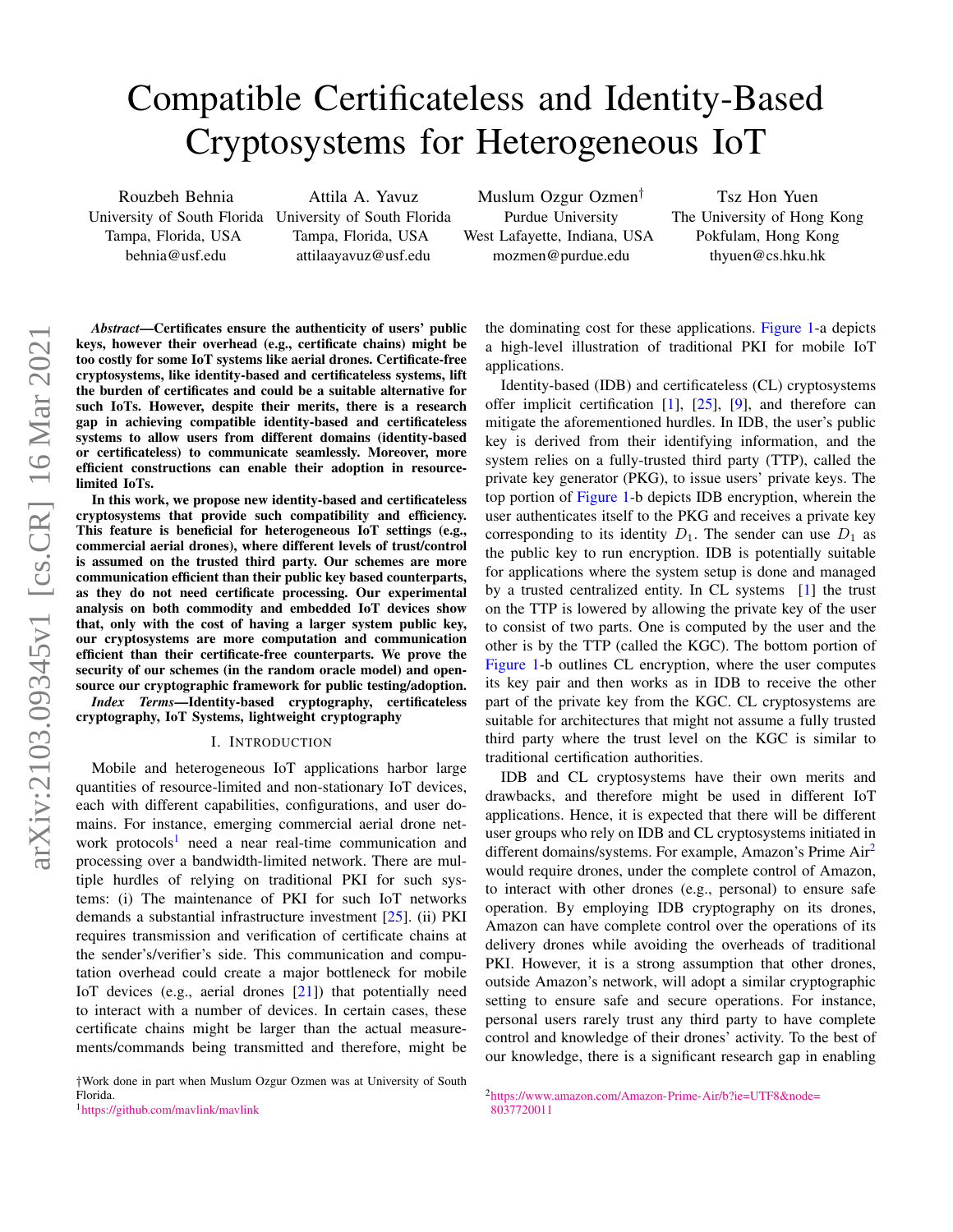# Compatible Certificateless and Identity-Based Cryptosystems for Heterogeneous IoT

Rouzbeh Behnia
University of South Florida
Tampa, Florida, USA
behnia@usf.edu

Attila A. Yavuz
University of South Florida
Tampa, Florida, USA
attilaayavuz@usf.edu

Muslum Ozgur Ozmen†
Purdue University
West Lafayette, Indiana, USA
mozmen@purdue.edu

Tsz Hon Yuen
The University of Hong Kong
Pokfulam, Hong Kong
thyuen@cs.hku.hk

***Abstract*—Certificates ensure the authenticity of users' public keys, however their overhead (e.g., certificate chains) might be too costly for some IoT systems like aerial drones. Certificate-free cryptosystems, like identity-based and certificateless systems, lift the burden of certificates and could be a suitable alternative for such IoTs. However, despite their merits, there is a research gap in achieving compatible identity-based and certificateless systems to allow users from different domains (identity-based or certificateless) to communicate seamlessly. Moreover, more efficient constructions can enable their adoption in resource-limited IoTs.**

**In this work, we propose new identity-based and certificateless cryptosystems that provide such compatibility and efficiency. This feature is beneficial for heterogeneous IoT settings (e.g., commercial aerial drones), where different levels of trust/control is assumed on the trusted third party. Our schemes are more communication efficient than their public key based counterparts, as they do not need certificate processing. Our experimental analysis on both commodity and embedded IoT devices show that, only with the cost of having a larger system public key, our cryptosystems are more computation and communication efficient than their certificate-free counterparts. We prove the security of our schemes (in the random oracle model) and open-source our cryptographic framework for public testing/adoption.**

***Index Terms*—Identity-based cryptography, certificateless cryptography, IoT Systems, lightweight cryptography**

## I. Introduction

Mobile and heterogeneous IoT applications harbor large quantities of resource-limited and non-stationary IoT devices, each with different capabilities, configurations, and user domains. For instance, emerging commercial aerial drone network protocols[1] need a near real-time communication and processing over a bandwidth-limited network. There are multiple hurdles of relying on traditional PKI for such systems: (i) The maintenance of PKI for such IoT networks demands a substantial infrastructure investment [25]. (ii) PKI requires transmission and verification of certificate chains at the sender's/verifier's side. This communication and computation overhead could create a major bottleneck for mobile IoT devices (e.g., aerial drones [21]) that potentially need to interact with a number of devices. In certain cases, these certificate chains might be larger than the actual measurements/commands being transmitted and therefore, might be the dominating cost for these applications. Figure 1-a depicts a high-level illustration of traditional PKI for mobile IoT applications.

Identity-based (IDB) and certificateless (CL) cryptosystems offer implicit certification [1], [25], [9], and therefore can mitigate the aforementioned hurdles. In IDB, the user's public key is derived from their identifying information, and the system relies on a fully-trusted third party (TTP), called the private key generator (PKG), to issue users' private keys. The top portion of Figure 1-b depicts IDB encryption, wherein the user authenticates itself to the PKG and receives a private key corresponding to its identity $D_1$. The sender can use $D_1$ as the public key to run encryption. IDB is potentially suitable for applications where the system setup is done and managed by a trusted centralized entity. In CL systems [1] the trust on the TTP is lowered by allowing the private key of the user to consist of two parts. One is computed by the user and the other is by the TTP (called the KGC). The bottom portion of Figure 1-b outlines CL encryption, where the user computes its key pair and then works as in IDB to receive the other part of the private key from the KGC. CL cryptosystems are suitable for architectures that might not assume a fully trusted third party where the trust level on the KGC is similar to traditional certification authorities.

IDB and CL cryptosystems have their own merits and drawbacks, and therefore might be used in different IoT applications. Hence, it is expected that there will be different user groups who rely on IDB and CL cryptosystems initiated in different domains/systems. For example, Amazon's Prime Air[2] would require drones, under the complete control of Amazon, to interact with other drones (e.g., personal) to ensure safe operation. By employing IDB cryptography on its drones, Amazon can have complete control over the operations of its delivery drones while avoiding the overheads of traditional PKI. However, it is a strong assumption that other drones, outside Amazon's network, will adopt a similar cryptographic setting to ensure safe and secure operations. For instance, personal users rarely trust any third party to have complete control and knowledge of their drones' activity. To the best of our knowledge, there is a significant research gap in enabling

†Work done in part when Muslum Ozgur Ozmen was at University of South Florida.

[1] https://github.com/mavlink/mavlink

[2] https://www.amazon.com/Amazon-Prime-Air/b?ie=UTF8&node=8037720011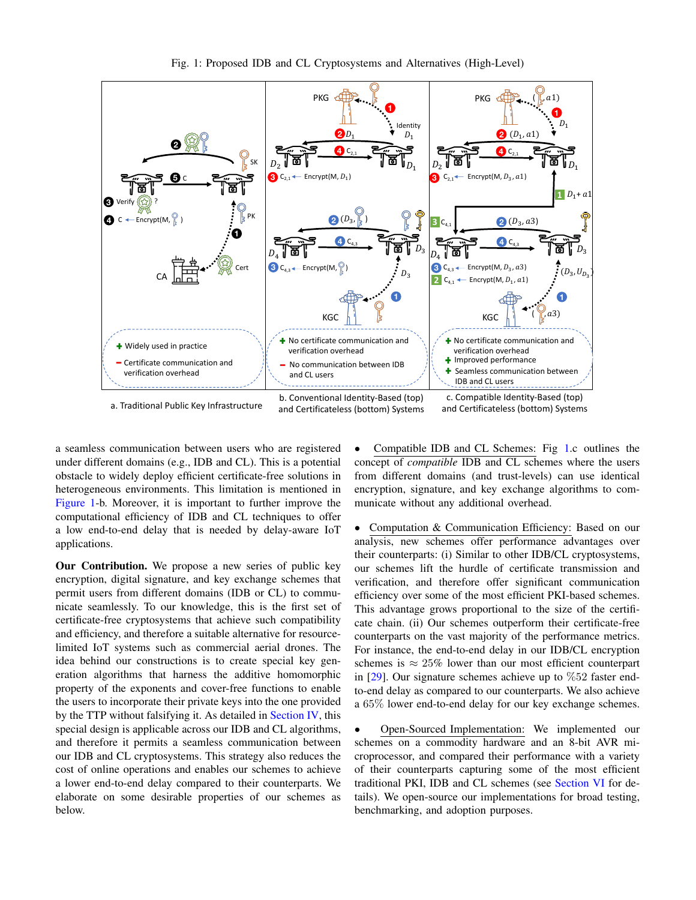Fig. 1: Proposed IDB and CL Cryptosystems and Alternatives (High-Level)

a. Traditional Public Key Infrastructure

b. Conventional Identity-Based (top) and Certificateless (bottom) Systems

c. Compatible Identity-Based (top) and Certificateless (bottom) Systems

a seamless communication between users who are registered under different domains (e.g., IDB and CL). This is a potential obstacle to widely deploy efficient certificate-free solutions in heterogeneous environments. This limitation is mentioned in Figure 1-b. Moreover, it is important to further improve the computational efficiency of IDB and CL techniques to offer a low end-to-end delay that is needed by delay-aware IoT applications.

**Our Contribution.** We propose a new series of public key encryption, digital signature, and key exchange schemes that permit users from different domains (IDB or CL) to communicate seamlessly. To our knowledge, this is the first set of certificate-free cryptosystems that achieve such compatibility and efficiency, and therefore a suitable alternative for resource-limited IoT systems such as commercial aerial drones. The idea behind our constructions is to create special key generation algorithms that harness the additive homomorphic property of the exponents and cover-free functions to enable the users to incorporate their private keys into the one provided by the TTP without falsifying it. As detailed in Section IV, this special design is applicable across our IDB and CL algorithms, and therefore it permits a seamless communication between our IDB and CL cryptosystems. This strategy also reduces the cost of online operations and enables our schemes to achieve a lower end-to-end delay compared to their counterparts. We elaborate on some desirable properties of our schemes as below.

- Compatible IDB and CL Schemes: Fig 1.c outlines the concept of *compatible* IDB and CL schemes where the users from different domains (and trust-levels) can use identical encryption, signature, and key exchange algorithms to communicate without any additional overhead.

- Computation & Communication Efficiency: Based on our analysis, new schemes offer performance advantages over their counterparts: (i) Similar to other IDB/CL cryptosystems, our schemes lift the hurdle of certificate transmission and verification, and therefore offer significant communication efficiency over some of the most efficient PKI-based schemes. This advantage grows proportional to the size of the certificate chain. (ii) Our schemes outperform their certificate-free counterparts on the vast majority of the performance metrics. For instance, the end-to-end delay in our IDB/CL encryption schemes is $\approx 25\%$ lower than our most efficient counterpart in [29]. Our signature schemes achieve up to $\%52$ faster end-to-end delay as compared to our counterparts. We also achieve a $65\%$ lower end-to-end delay for our key exchange schemes.

- Open-Sourced Implementation: We implemented our schemes on a commodity hardware and an 8-bit AVR microprocessor, and compared their performance with a variety of their counterparts capturing some of the most efficient traditional PKI, IDB and CL schemes (see Section VI for details). We open-source our implementations for broad testing, benchmarking, and adoption purposes.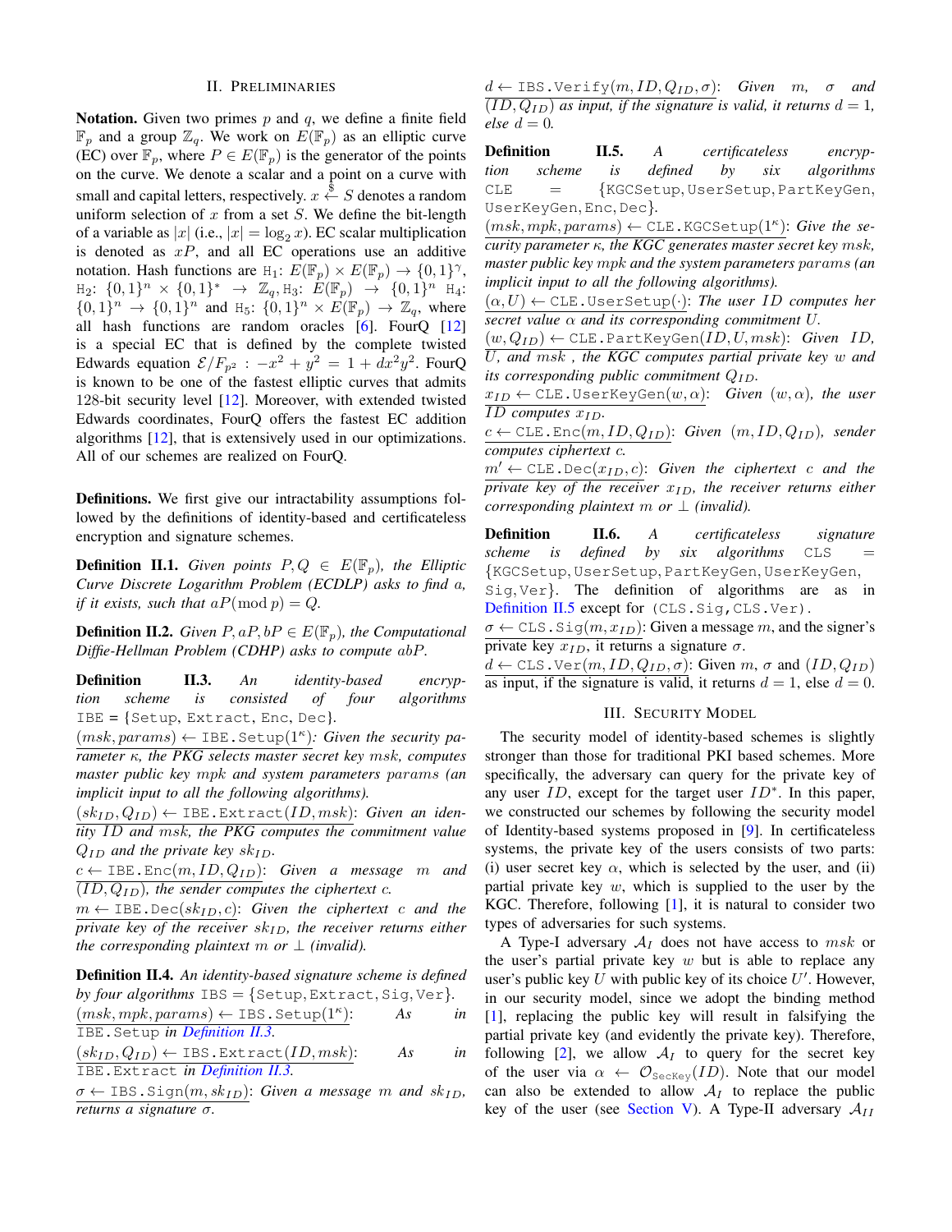## II. Preliminaries

**Notation.** Given two primes $p$ and $q$, we define a finite field $\mathbb{F}_p$ and a group $\mathbb{Z}_q$. We work on $E(\mathbb{F}_p)$ as an elliptic curve (EC) over $\mathbb{F}_p$, where $P \in E(\mathbb{F}_p)$ is the generator of the points on the curve. We denote a scalar and a point on a curve with small and capital letters, respectively. $x \xleftarrow{\$} S$ denotes a random uniform selection of $x$ from a set $S$. We define the bit-length of a variable as $|x|$ (i.e., $|x| = \log_2 x$). EC scalar multiplication is denoted as $xP$, and all EC operations use an additive notation. Hash functions are $\mathtt{H}_1$: $E(\mathbb{F}_p) \times E(\mathbb{F}_p) \to \{0,1\}^\gamma$, $\mathtt{H}_2$: $\{0,1\}^n \times \{0,1\}^* \to \mathbb{Z}_q$, $\mathtt{H}_3$: $E(\mathbb{F}_p) \to \{0,1\}^n$ $\mathtt{H}_4$: $\{0,1\}^n \to \{0,1\}^n$ and $\mathtt{H}_5$: $\{0,1\}^n \times E(\mathbb{F}_p) \to \mathbb{Z}_q$, where all hash functions are random oracles [6]. FourQ [12] is a special EC that is defined by the complete twisted Edwards equation $\mathcal{E}/F_{p^2} : -x^2 + y^2 = 1 + dx^2y^2$. FourQ is known to be one of the fastest elliptic curves that admits 128-bit security level [12]. Moreover, with extended twisted Edwards coordinates, FourQ offers the fastest EC addition algorithms [12], that is extensively used in our optimizations. All of our schemes are realized on FourQ.

**Definitions.** We first give our intractability assumptions followed by the definitions of identity-based and certificateless encryption and signature schemes.

**Definition II.1.** *Given points $P, Q \in E(\mathbb{F}_p)$, the Elliptic Curve Discrete Logarithm Problem (ECDLP) asks to find $a$, if it exists, such that $aP (\bmod p) = Q$.*

**Definition II.2.** *Given $P, aP, bP \in E(\mathbb{F}_p)$, the Computational Diffie-Hellman Problem (CDHP) asks to compute $abP$.*

**Definition II.3.** *An identity-based encryption scheme is consisted of four algorithms* $\mathtt{IBE} = \{\mathtt{Setup}, \mathtt{Extract}, \mathtt{Enc}, \mathtt{Dec}\}$.

$(msk, params) \leftarrow \mathtt{IBE.Setup}(1^\kappa)$: *Given the security parameter $\kappa$, the PKG selects master secret key $msk$, computes master public key $mpk$ and system parameters $params$ (an implicit input to all the following algorithms).*

$(sk_{ID}, Q_{ID}) \leftarrow \mathtt{IBE.Extract}(ID, msk)$: *Given an identity $ID$ and $msk$, the PKG computes the commitment value $Q_{ID}$ and the private key $sk_{ID}$.*

$c \leftarrow \mathtt{IBE.Enc}(m, ID, Q_{ID})$: *Given a message $m$ and $(ID, Q_{ID})$, the sender computes the ciphertext $c$.*

$m \leftarrow \mathtt{IBE.Dec}(sk_{ID}, c)$: *Given the ciphertext $c$ and the private key of the receiver $sk_{ID}$, the receiver returns either the corresponding plaintext $m$ or $\perp$ (invalid).*

**Definition II.4.** *An identity-based signature scheme is defined by four algorithms* $\mathtt{IBS} = \{\mathtt{Setup}, \mathtt{Extract}, \mathtt{Sig}, \mathtt{Ver}\}$.

$(msk, mpk, params) \leftarrow \mathtt{IBS.Setup}(1^\kappa)$: *As in* $\mathtt{IBE.Setup}$ *in Definition II.3.*

$(sk_{ID}, Q_{ID}) \leftarrow \mathtt{IBS.Extract}(ID, msk)$: *As in* $\mathtt{IBE.Extract}$ *in Definition II.3.*

$\sigma \leftarrow \mathtt{IBS.Sign}(m, sk_{ID})$: *Given a message $m$ and $sk_{ID}$, returns a signature $\sigma$.*

$d \leftarrow \mathtt{IBS.Verify}(m, ID, Q_{ID}, \sigma)$: *Given $m$, $\sigma$ and $(ID, Q_{ID})$ as input, if the signature is valid, it returns $d = 1$, else $d = 0$.*

**Definition II.5.** *A certificateless encryption scheme is defined by six algorithms* $\mathtt{CLE} = \{\mathtt{KGCSetup}, \mathtt{UserSetup}, \mathtt{PartKeyGen}, \mathtt{UserKeyGen}, \mathtt{Enc}, \mathtt{Dec}\}$.

$(msk, mpk, params) \leftarrow \mathtt{CLE.KGCSetup}(1^\kappa)$: *Give the security parameter $\kappa$, the KGC generates master secret key $msk$, master public key $mpk$ and the system parameters $params$ (an implicit input to all the following algorithms).*

$(\alpha, U) \leftarrow \mathtt{CLE.UserSetup}(\cdot)$: *The user $ID$ computes her secret value $\alpha$ and its corresponding commitment $U$.*

$(w, Q_{ID}) \leftarrow \mathtt{CLE.PartKeyGen}(ID, U, msk)$: *Given $ID$, $U$, and $msk$, the KGC computes partial private key $w$ and its corresponding public commitment $Q_{ID}$.*

$x_{ID} \leftarrow \mathtt{CLE.UserKeyGen}(w, \alpha)$: *Given $(w, \alpha)$, the user $ID$ computes $x_{ID}$.*

$c \leftarrow \mathtt{CLE.Enc}(m, ID, Q_{ID})$: *Given $(m, ID, Q_{ID})$, sender computes ciphertext $c$.*

$m' \leftarrow \mathtt{CLE.Dec}(x_{ID}, c)$: *Given the ciphertext $c$ and the private key of the receiver $x_{ID}$, the receiver returns either corresponding plaintext $m$ or $\perp$ (invalid).*

**Definition II.6.** *A certificateless signature scheme is defined by six algorithms* $\mathtt{CLS} = \{\mathtt{KGCSetup}, \mathtt{UserSetup}, \mathtt{PartKeyGen}, \mathtt{UserKeyGen}, \mathtt{Sig}, \mathtt{Ver}\}$. The definition of algorithms are as in Definition II.5 except for $(\mathtt{CLS.Sig}, \mathtt{CLS.Ver})$.

$\sigma \leftarrow \mathtt{CLS.Sig}(m, x_{ID})$: Given a message $m$, and the signer's private key $x_{ID}$, it returns a signature $\sigma$.

$d \leftarrow \mathtt{CLS.Ver}(m, ID, Q_{ID}, \sigma)$: Given $m$, $\sigma$ and $(ID, Q_{ID})$ as input, if the signature is valid, it returns $d = 1$, else $d = 0$.

## III. Security Model

The security model of identity-based schemes is slightly stronger than those for traditional PKI based schemes. More specifically, the adversary can query for the private key of any user $ID$, except for the target user $ID^*$. In this paper, we constructed our schemes by following the security model of Identity-based systems proposed in [9]. In certificateless systems, the private key of the users consists of two parts: (i) user secret key $\alpha$, which is selected by the user, and (ii) partial private key $w$, which is supplied to the user by the KGC. Therefore, following [1], it is natural to consider two types of adversaries for such systems.

A Type-I adversary $\mathcal{A}_I$ does not have access to $msk$ or the user's partial private key $w$ but is able to replace any user's public key $U$ with public key of its choice $U'$. However, in our security model, since we adopt the binding method [1], replacing the public key will result in falsifying the partial private key (and evidently the private key). Therefore, following [2], we allow $\mathcal{A}_I$ to query for the secret key of the user via $\alpha \leftarrow \mathcal{O}_{\mathtt{SecKey}}(ID)$. Note that our model can also be extended to allow $\mathcal{A}_I$ to replace the public key of the user (see Section V). A Type-II adversary $\mathcal{A}_{II}$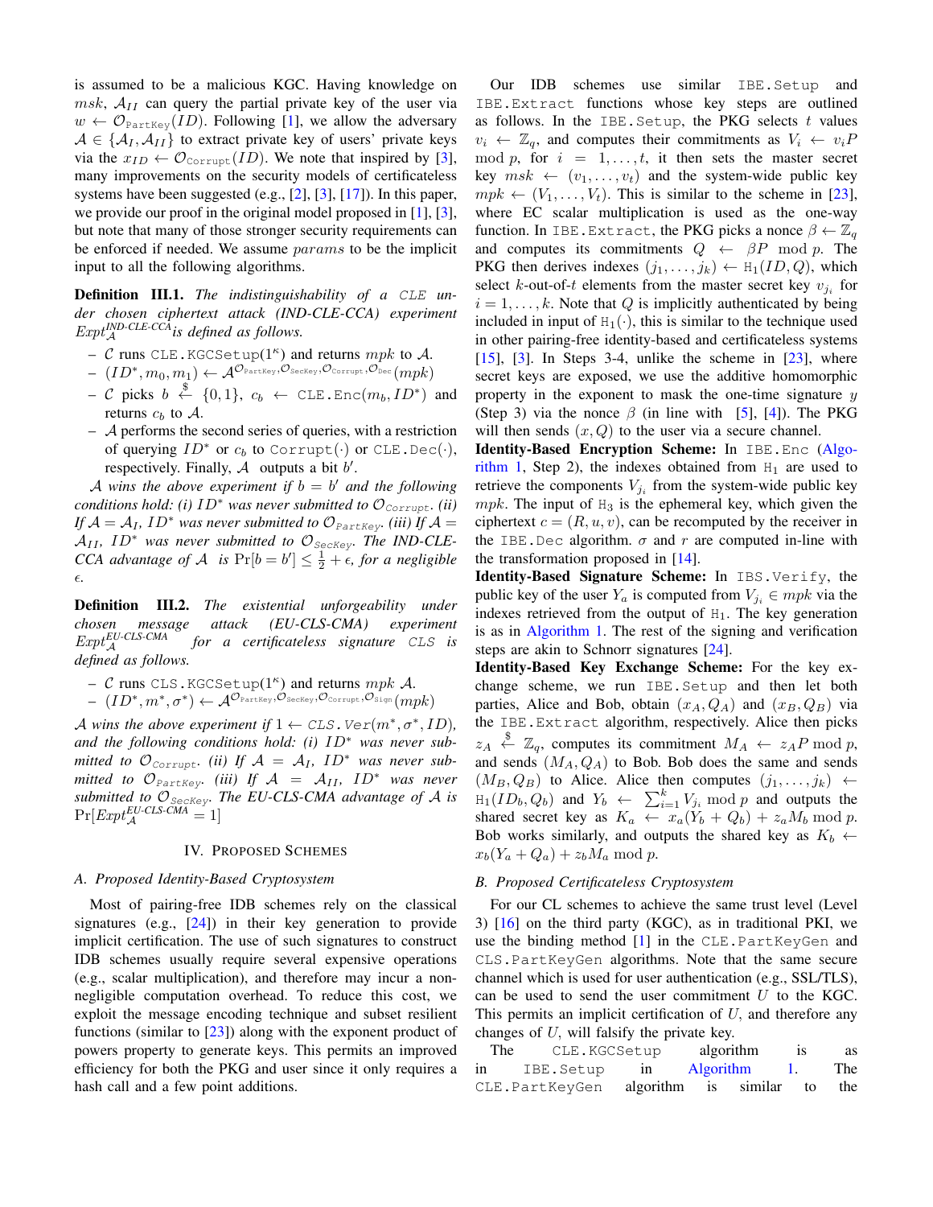is assumed to be a malicious KGC. Having knowledge on $msk$, $\mathcal{A}_{II}$ can query the partial private key of the user via $w \leftarrow \mathcal{O}_{\texttt{PartKey}}(ID)$. Following [1], we allow the adversary $\mathcal{A} \in \{\mathcal{A}_I, \mathcal{A}_{II}\}$ to extract private key of users' private keys via the $x_{ID} \leftarrow \mathcal{O}_{\texttt{Corrupt}}(ID)$. We note that inspired by [3], many improvements on the security models of certificateless systems have been suggested (e.g., [2], [3], [17]). In this paper, we provide our proof in the original model proposed in [1], [3], but note that many of those stronger security requirements can be enforced if needed. We assume $params$ to be the implicit input to all the following algorithms.

**Definition III.1.** *The indistinguishability of a* CLE *under chosen ciphertext attack (IND-CLE-CCA) experiment* $Expt_{\mathcal{A}}^{\textit{IND-CLE-CCA}}$ *is defined as follows.*

- $\mathcal{C}$ runs CLE.KGCSetup($1^\kappa$) and returns $mpk$ to $\mathcal{A}$.
- $(ID^*, m_0, m_1) \leftarrow \mathcal{A}^{\mathcal{O}_{\texttt{PartKey}}, \mathcal{O}_{\texttt{SecKey}}, \mathcal{O}_{\texttt{Corrupt}}, \mathcal{O}_{\texttt{Dec}}}(mpk)$
- $\mathcal{C}$ picks $b \stackrel{\$}{\leftarrow} \{0,1\}$, $c_b \leftarrow$ CLE.Enc($m_b, ID^*$) and returns $c_b$ to $\mathcal{A}$.
- $\mathcal{A}$ performs the second series of queries, with a restriction of querying $ID^*$ or $c_b$ to Corrupt($\cdot$) or CLE.Dec($\cdot$), respectively. Finally, $\mathcal{A}$ outputs a bit $b'$.

*$\mathcal{A}$ wins the above experiment if $b = b'$ and the following conditions hold: (i) $ID^*$ was never submitted to $\mathcal{O}_{Corrupt}$. (ii) If $\mathcal{A} = \mathcal{A}_I$, $ID^*$ was never submitted to $\mathcal{O}_{PartKey}$. (iii) If $\mathcal{A} = \mathcal{A}_{II}$, $ID^*$ was never submitted to $\mathcal{O}_{SecKey}$. The IND-CLE-CCA advantage of $\mathcal{A}$ is $\Pr[b = b'] \leq \frac{1}{2} + \epsilon$, for a negligible $\epsilon$.*

**Definition III.2.** *The existential unforgeability under chosen message attack (EU-CLS-CMA) experiment* $Expt_{\mathcal{A}}^{\textit{EU-CLS-CMA}}$ *for a certificateless signature* CLS *is defined as follows.*

- $\mathcal{C}$ runs CLS.KGCSetup($1^\kappa$) and returns $mpk$ $\mathcal{A}$.
- $(ID^*, m^*, \sigma^*) \leftarrow \mathcal{A}^{\mathcal{O}_{\texttt{PartKey}}, \mathcal{O}_{\texttt{SecKey}}, \mathcal{O}_{\texttt{Corrupt}}, \mathcal{O}_{\texttt{Sign}}}(mpk)$

*$\mathcal{A}$ wins the above experiment if $1 \leftarrow$ CLS.Ver($m^*, \sigma^*, ID$), and the following conditions hold: (i) $ID^*$ was never submitted to $\mathcal{O}_{Corrupt}$. (ii) If $\mathcal{A} = \mathcal{A}_I$, $ID^*$ was never submitted to $\mathcal{O}_{PartKey}$. (iii) If $\mathcal{A} = \mathcal{A}_{II}$, $ID^*$ was never submitted to $\mathcal{O}_{SecKey}$. The EU-CLS-CMA advantage of $\mathcal{A}$ is* $\Pr[Expt_{\mathcal{A}}^{\textit{EU-CLS-CMA}} = 1]$

## IV. Proposed Schemes

### A. Proposed Identity-Based Cryptosystem

Most of pairing-free IDB schemes rely on the classical signatures (e.g., [24]) in their key generation to provide implicit certification. The use of such signatures to construct IDB schemes usually require several expensive operations (e.g., scalar multiplication), and therefore may incur a non-negligible computation overhead. To reduce this cost, we exploit the message encoding technique and subset resilient functions (similar to [23]) along with the exponent product of powers property to generate keys. This permits an improved efficiency for both the PKG and user since it only requires a hash call and a few point additions.

Our IDB schemes use similar IBE.Setup and IBE.Extract functions whose key steps are outlined as follows. In the IBE.Setup, the PKG selects $t$ values $v_i \leftarrow \mathbb{Z}_q$, and computes their commitments as $V_i \leftarrow v_i P \bmod p$, for $i = 1, \ldots, t$, it then sets the master secret key $msk \leftarrow (v_1, \ldots, v_t)$ and the system-wide public key $mpk \leftarrow (V_1, \ldots, V_t)$. This is similar to the scheme in [23], where EC scalar multiplication is used as the one-way function. In IBE.Extract, the PKG picks a nonce $\beta \leftarrow \mathbb{Z}_q$ and computes its commitments $Q \leftarrow \beta P \bmod p$. The PKG then derives indexes $(j_1, \ldots, j_k) \leftarrow \texttt{H}_1(ID, Q)$, which select $k$-out-of-$t$ elements from the master secret key $v_{j_i}$ for $i = 1, \ldots, k$. Note that $Q$ is implicitly authenticated by being included in input of $\texttt{H}_1(\cdot)$, this is similar to the technique used in other pairing-free identity-based and certificateless systems [15], [3]. In Steps 3-4, unlike the scheme in [23], where secret keys are exposed, we use the additive homomorphic property in the exponent to mask the one-time signature $y$ (Step 3) via the nonce $\beta$ (in line with [5], [4]). The PKG will then sends $(x, Q)$ to the user via a secure channel.

**Identity-Based Encryption Scheme:** In IBE.Enc (Algorithm 1, Step 2), the indexes obtained from $\texttt{H}_1$ are used to retrieve the components $V_{j_i}$ from the system-wide public key $mpk$. The input of $\texttt{H}_3$ is the ephemeral key, which given the ciphertext $c = (R, u, v)$, can be recomputed by the receiver in the IBE.Dec algorithm. $\sigma$ and $r$ are computed in-line with the transformation proposed in [14].

**Identity-Based Signature Scheme:** In IBS.Verify, the public key of the user $Y_a$ is computed from $V_{j_i} \in mpk$ via the indexes retrieved from the output of $\texttt{H}_1$. The key generation is as in Algorithm 1. The rest of the signing and verification steps are akin to Schnorr signatures [24].

**Identity-Based Key Exchange Scheme:** For the key exchange scheme, we run IBE.Setup and then let both parties, Alice and Bob, obtain $(x_A, Q_A)$ and $(x_B, Q_B)$ via the IBE.Extract algorithm, respectively. Alice then picks $z_A \stackrel{\$}{\leftarrow} \mathbb{Z}_q$, computes its commitment $M_A \leftarrow z_A P \bmod p$, and sends $(M_A, Q_A)$ to Bob. Bob does the same and sends $(M_B, Q_B)$ to Alice. Alice then computes $(j_1, \ldots, j_k) \leftarrow \texttt{H}_1(ID_b, Q_b)$ and $Y_b \leftarrow \sum_{i=1}^{k} V_{j_i} \bmod p$ and outputs the shared secret key as $K_a \leftarrow x_a(Y_b + Q_b) + z_a M_b \bmod p$. Bob works similarly, and outputs the shared key as $K_b \leftarrow x_b(Y_a + Q_a) + z_b M_a \bmod p$.

### B. Proposed Certificateless Cryptosystem

For our CL schemes to achieve the same trust level (Level 3) [16] on the third party (KGC), as in traditional PKI, we use the binding method [1] in the CLE.PartKeyGen and CLS.PartKeyGen algorithms. Note that the same secure channel which is used for user authentication (e.g., SSL/TLS), can be used to send the user commitment $U$ to the KGC. This permits an implicit certification of $U$, and therefore any changes of $U$, will falsify the private key.

The CLE.KGCSetup algorithm is as in IBE.Setup in Algorithm 1. The CLE.PartKeyGen algorithm is similar to the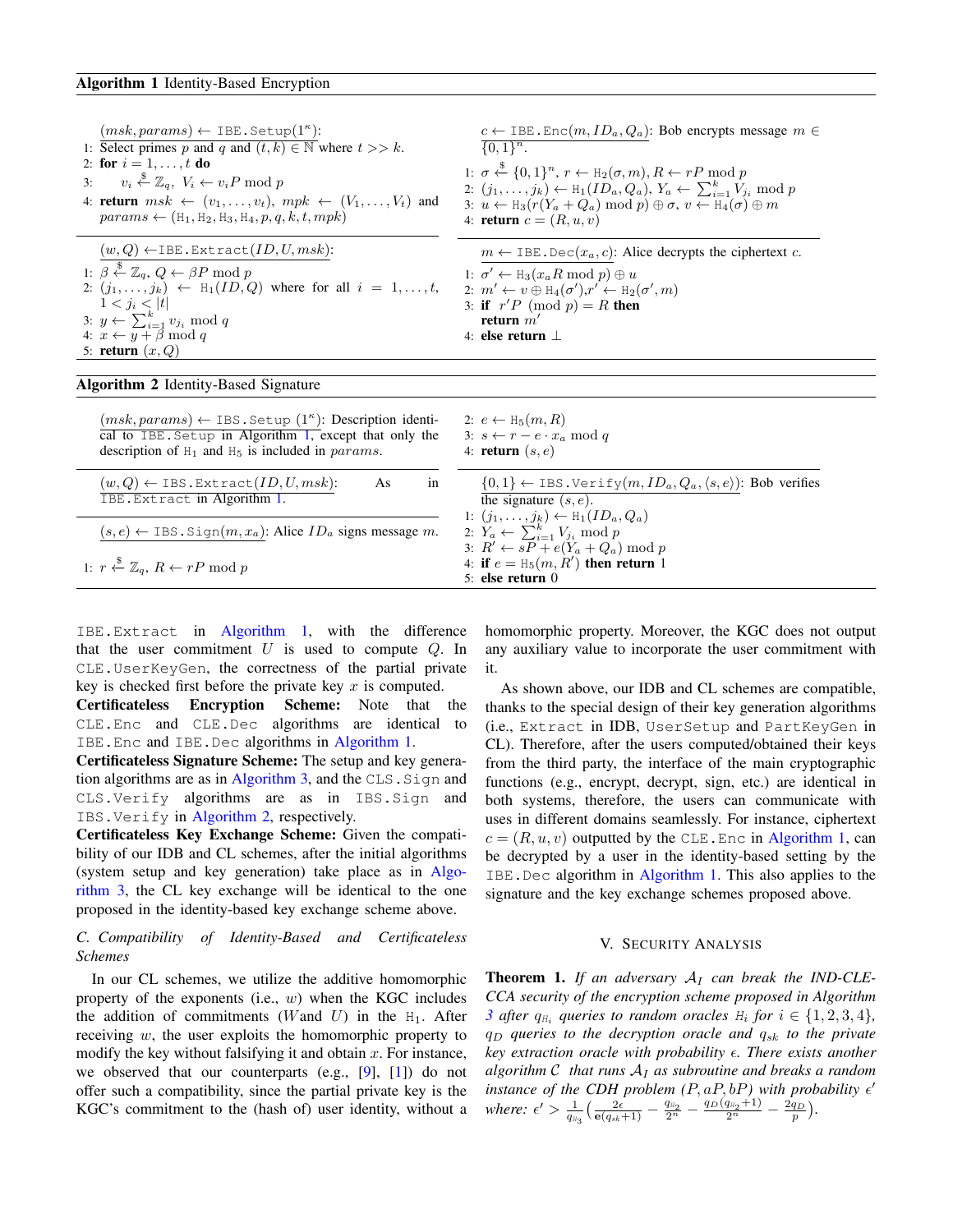**Algorithm 1** Identity-Based Encryption

$(msk, params) \leftarrow$ `IBE.Setup`$(1^\kappa)$:

1: Select primes $p$ and $q$ and $(t, k) \in \mathbb{N}$ where $t >> k$.
2: **for** $i = 1, \ldots, t$ **do**
3: $\quad v_i \xleftarrow{\$} \mathbb{Z}_q,\ V_i \leftarrow v_i P \bmod p$
4: **return** $msk \leftarrow (v_1, \ldots, v_t)$, $mpk \leftarrow (V_1, \ldots, V_t)$ and $params \leftarrow (\mathtt{H}_1, \mathtt{H}_2, \mathtt{H}_3, \mathtt{H}_4, p, q, k, t, mpk)$

$(w, Q) \leftarrow$`IBE.Extract`$(ID, U, msk)$:

1: $\beta \xleftarrow{\$} \mathbb{Z}_q$, $Q \leftarrow \beta P \bmod p$
2: $(j_1, \ldots, j_k) \leftarrow \mathtt{H}_1(ID, Q)$ where for all $i = 1, \ldots, t$, $1 < j_i < |t|$
3: $y \leftarrow \sum_{i=1}^{k} v_{j_i} \bmod q$
4: $x \leftarrow y + \beta \bmod q$
5: **return** $(x, Q)$

$c \leftarrow$ `IBE.Enc`$(m, ID_a, Q_a)$: Bob encrypts message $m \in \{0,1\}^n$.

1: $\sigma \xleftarrow{\$} \{0,1\}^n$, $r \leftarrow \mathtt{H}_2(\sigma, m)$, $R \leftarrow rP \bmod p$
2: $(j_1, \ldots, j_k) \leftarrow \mathtt{H}_1(ID_a, Q_a)$, $Y_a \leftarrow \sum_{i=1}^{k} V_{j_i} \bmod p$
3: $u \leftarrow \mathtt{H}_3(r(Y_a + Q_a) \bmod p) \oplus \sigma$, $v \leftarrow \mathtt{H}_4(\sigma) \oplus m$
4: **return** $c = (R, u, v)$

$m \leftarrow$ `IBE.Dec`$(x_a, c)$: Alice decrypts the ciphertext $c$.

1: $\sigma' \leftarrow \mathtt{H}_3(x_a R \bmod p) \oplus u$
2: $m' \leftarrow v \oplus \mathtt{H}_4(\sigma')$, $r' \leftarrow \mathtt{H}_2(\sigma', m)$
3: **if** $r'P \pmod p = R$ **then** **return** $m'$
4: **else return** $\perp$

**Algorithm 2** Identity-Based Signature

$(msk, params) \leftarrow$ `IBS.Setup` $(1^\kappa)$: Description identical to `IBE.Setup` in Algorithm 1, except that only the description of $\mathtt{H}_1$ and $\mathtt{H}_5$ is included in $params$.

$(w, Q) \leftarrow$ `IBS.Extract`$(ID, U, msk)$: As in `IBE.Extract` in Algorithm 1.

$(s, e) \leftarrow$ `IBS.Sign`$(m, x_a)$: Alice $ID_a$ signs message $m$.

1: $r \xleftarrow{\$} \mathbb{Z}_q$, $R \leftarrow rP \bmod p$
2: $e \leftarrow \mathtt{H}_5(m, R)$
3: $s \leftarrow r - e \cdot x_a \bmod q$
4: **return** $(s, e)$

$\{0,1\} \leftarrow$ `IBS.Verify`$(m, ID_a, Q_a, \langle s, e \rangle)$: Bob verifies the signature $(s, e)$.

1: $(j_1, \ldots, j_k) \leftarrow \mathtt{H}_1(ID_a, Q_a)$
2: $Y_a \leftarrow \sum_{i=1}^{k} V_{j_i} \bmod p$
3: $R' \leftarrow sP + e(Y_a + Q_a) \bmod p$
4: **if** $e = \mathtt{H}_5(m, R')$ **then return** 1
5: **else return** 0

`IBE.Extract` in Algorithm 1, with the difference that the user commitment $U$ is used to compute $Q$. In `CLE.UserKeyGen`, the correctness of the partial private key is checked first before the private key $x$ is computed.

**Certificateless Encryption Scheme:** Note that the `CLE.Enc` and `CLE.Dec` algorithms are identical to `IBE.Enc` and `IBE.Dec` algorithms in Algorithm 1.

**Certificateless Signature Scheme:** The setup and key generation algorithms are as in Algorithm 3, and the `CLS.Sign` and `CLS.Verify` algorithms are as in `IBS.Sign` and `IBS.Verify` in Algorithm 2, respectively.

**Certificateless Key Exchange Scheme:** Given the compatibility of our IDB and CL schemes, after the initial algorithms (system setup and key generation) take place as in Algorithm 3, the CL key exchange will be identical to the one proposed in the identity-based key exchange scheme above.

### C. Compatibility of Identity-Based and Certificateless Schemes

In our CL schemes, we utilize the additive homomorphic property of the exponents (i.e., $w$) when the KGC includes the addition of commitments ($W$and $U$) in the $\mathtt{H}_1$. After receiving $w$, the user exploits the homomorphic property to modify the key without falsifying it and obtain $x$. For instance, we observed that our counterparts (e.g., [9], [1]) do not offer such a compatibility, since the partial private key is the KGC's commitment to the (hash of) user identity, without a homomorphic property. Moreover, the KGC does not output any auxiliary value to incorporate the user commitment with it.

As shown above, our IDB and CL schemes are compatible, thanks to the special design of their key generation algorithms (i.e., `Extract` in IDB, `UserSetup` and `PartKeyGen` in CL). Therefore, after the users computed/obtained their keys from the third party, the interface of the main cryptographic functions (e.g., encrypt, decrypt, sign, etc.) are identical in both systems, therefore, the users can communicate with uses in different domains seamlessly. For instance, ciphertext $c = (R, u, v)$ outputted by the `CLE.Enc` in Algorithm 1, can be decrypted by a user in the identity-based setting by the `IBE.Dec` algorithm in Algorithm 1. This also applies to the signature and the key exchange schemes proposed above.

## V. Security Analysis

**Theorem 1.** *If an adversary $\mathcal{A}_I$ can break the IND-CLE-CCA security of the encryption scheme proposed in Algorithm 3 after $q_{\mathtt{H}_i}$ queries to random oracles $\mathtt{H}_i$ for $i \in \{1, 2, 3, 4\}$, $q_D$ queries to the decryption oracle and $q_{sk}$ to the private key extraction oracle with probability $\epsilon$. There exists another algorithm $\mathcal{C}$ that runs $\mathcal{A}_I$ as subroutine and breaks a random instance of the CDH problem $(P, aP, bP)$ with probability $\epsilon'$ where: $\epsilon' > \frac{1}{q_{\mathtt{H}_3}}\left(\frac{2\epsilon}{\mathtt{e}(q_{sk}+1)} - \frac{q_{\mathtt{H}_2}}{2^n} - \frac{q_D(q_{\mathtt{H}_2}+1)}{2^n} - \frac{2q_D}{p}\right)$.*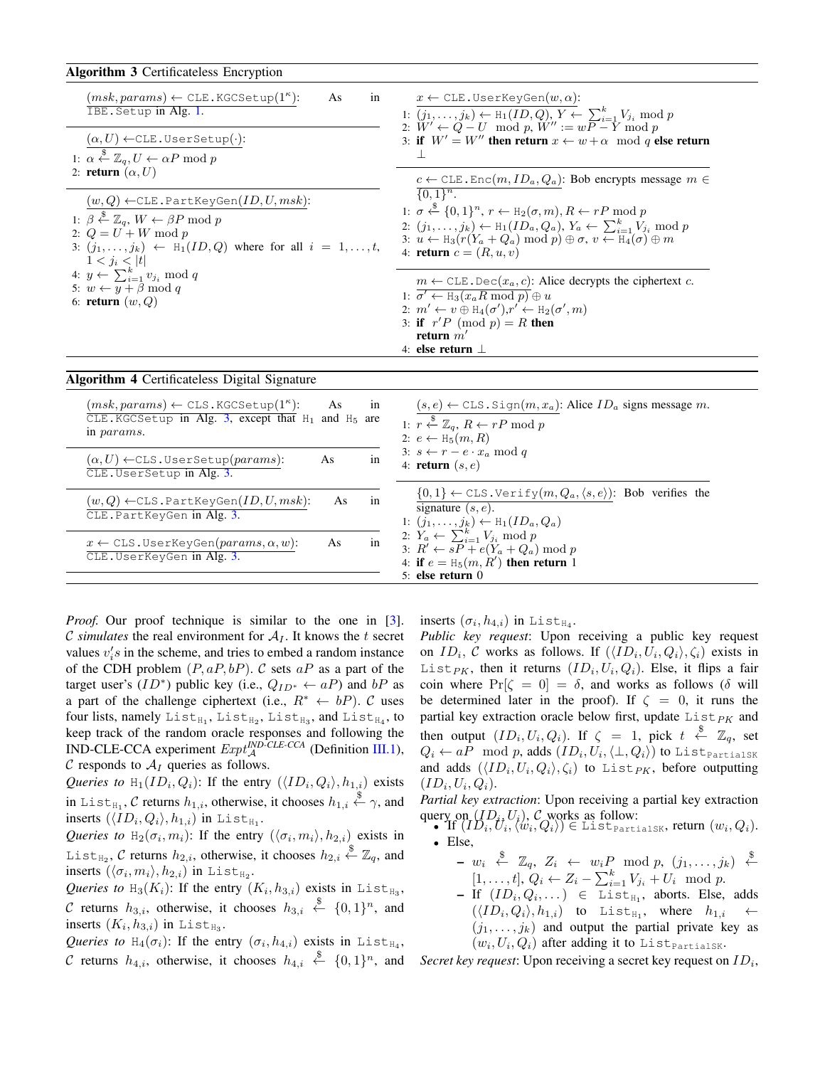**Algorithm 3** Certificateless Encryption

$(msk, params) \leftarrow$ `CLE.KGCSetup`$(1^\kappa)$: As in `IBE.Setup` in Alg. 1.

$(\alpha, U) \leftarrow$ `CLE.UserSetup`$(\cdot)$:

1: $\alpha \xleftarrow{\$} \mathbb{Z}_q, U \leftarrow \alpha P \bmod p$
2: **return** $(\alpha, U)$

$(w, Q) \leftarrow$ `CLE.PartKeyGen`$(ID, U, msk)$:

1: $\beta \xleftarrow{\$} \mathbb{Z}_q$, $W \leftarrow \beta P \bmod p$
2: $Q = U + W \bmod p$
3: $(j_1, \ldots, j_k) \leftarrow \mathtt{H}_1(ID, Q)$ where for all $i = 1, \ldots, t$, $1 < j_i < |t|$
4: $y \leftarrow \sum_{i=1}^{k} v_{j_i} \bmod q$
5: $w \leftarrow y + \beta \bmod q$
6: **return** $(w, Q)$

$x \leftarrow$ `CLE.UserKeyGen`$(w, \alpha)$:

1: $(j_1, \ldots, j_k) \leftarrow \mathtt{H}_1(ID, Q)$, $Y \leftarrow \sum_{i=1}^{k} V_{j_i} \bmod p$
2: $W' \leftarrow Q - U \bmod p$, $W'' := wP - Y \bmod p$
3: **if** $W' = W''$ **then return** $x \leftarrow w + \alpha \bmod q$ **else return** $\perp$

$c \leftarrow$ `CLE.Enc`$(m, ID_a, Q_a)$: Bob encrypts message $m \in \{0,1\}^n$.

1: $\sigma \xleftarrow{\$} \{0,1\}^n$, $r \leftarrow \mathtt{H}_2(\sigma, m)$, $R \leftarrow rP \bmod p$
2: $(j_1, \ldots, j_k) \leftarrow \mathtt{H}_1(ID_a, Q_a)$, $Y_a \leftarrow \sum_{i=1}^{k} V_{j_i} \bmod p$
3: $u \leftarrow \mathtt{H}_3(r(Y_a + Q_a) \bmod p) \oplus \sigma$, $v \leftarrow \mathtt{H}_4(\sigma) \oplus m$
4: **return** $c = (R, u, v)$

$m \leftarrow$ `CLE.Dec`$(x_a, c)$: Alice decrypts the ciphertext $c$.

1: $\sigma' \leftarrow \mathtt{H}_3(x_a R \bmod p) \oplus u$
2: $m' \leftarrow v \oplus \mathtt{H}_4(\sigma')$, $r' \leftarrow \mathtt{H}_2(\sigma', m)$
3: **if** $r'P \pmod p = R$ **then return** $m'$
4: **else return** $\perp$

**Algorithm 4** Certificateless Digital Signature

$(msk, params) \leftarrow$ `CLS.KGCSetup`$(1^\kappa)$: As in `CLE.KGCSetup` in Alg. 3, except that $\mathtt{H}_1$ and $\mathtt{H}_5$ are in $params$.

$(\alpha, U) \leftarrow$ `CLS.UserSetup`$(params)$: As in `CLE.UserSetup` in Alg. 3.

$(w, Q) \leftarrow$ `CLS.PartKeyGen`$(ID, U, msk)$: As in `CLE.PartKeyGen` in Alg. 3.

$x \leftarrow$ `CLS.UserKeyGen`$(params, \alpha, w)$: As in `CLE.UserKeyGen` in Alg. 3.

$(s, e) \leftarrow$ `CLS.Sign`$(m, x_a)$: Alice $ID_a$ signs message $m$.

1: $r \xleftarrow{\$} \mathbb{Z}_q$, $R \leftarrow rP \bmod p$
2: $e \leftarrow \mathtt{H}_5(m, R)$
3: $s \leftarrow r - e \cdot x_a \bmod q$
4: **return** $(s, e)$

$\{0,1\} \leftarrow$ `CLS.Verify`$(m, Q_a, \langle s, e\rangle)$: Bob verifies the signature $(s, e)$.

1: $(j_1, \ldots, j_k) \leftarrow \mathtt{H}_1(ID_a, Q_a)$
2: $Y_a \leftarrow \sum_{i=1}^{k} V_{j_i} \bmod p$
3: $R' \leftarrow sP + e(Y_a + Q_a) \bmod p$
4: **if** $e = \mathtt{H}_5(m, R')$ **then return** 1
5: **else return** 0

*Proof.* Our proof technique is similar to the one in [3]. $\mathcal{C}$ *simulates* the real environment for $\mathcal{A}_I$. It knows the $t$ secret values $v_i'$s in the scheme, and tries to embed a random instance of the CDH problem $(P, aP, bP)$. $\mathcal{C}$ sets $aP$ as a part of the target user's $(ID^*)$ public key (i.e., $Q_{ID^*} \leftarrow aP$) and $bP$ as a part of the challenge ciphertext (i.e., $R^* \leftarrow bP$). $\mathcal{C}$ uses four lists, namely $\mathtt{List}_{\mathtt{H}_1}$, $\mathtt{List}_{\mathtt{H}_2}$, $\mathtt{List}_{\mathtt{H}_3}$, and $\mathtt{List}_{\mathtt{H}_4}$, to keep track of the random oracle responses and following the IND-CLE-CCA experiment $Expt_{\mathcal{A}}^{\textit{IND-CLE-CCA}}$ (Definition III.1), $\mathcal{C}$ responds to $\mathcal{A}_I$ queries as follows.

*Queries to* $\mathtt{H}_1(ID_i, Q_i)$: If the entry $(\langle ID_i, Q_i\rangle, h_{1,i})$ exists in $\mathtt{List}_{\mathtt{H}_1}$, $\mathcal{C}$ returns $h_{1,i}$, otherwise, it chooses $h_{1,i} \xleftarrow{\$} \gamma$, and inserts $(\langle ID_i, Q_i\rangle, h_{1,i})$ in $\mathtt{List}_{\mathtt{H}_1}$.

*Queries to* $\mathtt{H}_2(\sigma_i, m_i)$: If the entry $(\langle \sigma_i, m_i\rangle, h_{2,i})$ exists in $\mathtt{List}_{\mathtt{H}_2}$, $\mathcal{C}$ returns $h_{2,i}$, otherwise, it chooses $h_{2,i} \xleftarrow{\$} \mathbb{Z}_q$, and inserts $(\langle \sigma_i, m_i\rangle, h_{2,i})$ in $\mathtt{List}_{\mathtt{H}_2}$.

*Queries to* $\mathtt{H}_3(K_i)$: If the entry $(K_i, h_{3,i})$ exists in $\mathtt{List}_{\mathtt{H}_3}$, $\mathcal{C}$ returns $h_{3,i}$, otherwise, it chooses $h_{3,i} \xleftarrow{\$} \{0,1\}^n$, and inserts $(K_i, h_{3,i})$ in $\mathtt{List}_{\mathtt{H}_3}$.

*Queries to* $\mathtt{H}_4(\sigma_i)$: If the entry $(\sigma_i, h_{4,i})$ exists in $\mathtt{List}_{\mathtt{H}_4}$, $\mathcal{C}$ returns $h_{4,i}$, otherwise, it chooses $h_{4,i} \xleftarrow{\$} \{0,1\}^n$, and inserts $(\sigma_i, h_{4,i})$ in $\mathtt{List}_{\mathtt{H}_4}$.

*Public key request*: Upon receiving a public key request on $ID_i$, $\mathcal{C}$ works as follows. If $(\langle ID_i, U_i, Q_i\rangle, \zeta_i)$ exists in $\mathtt{List}_{PK}$, then it returns $(ID_i, U_i, Q_i)$. Else, it flips a fair coin where $\Pr[\zeta = 0] = \delta$, and works as follows ($\delta$ will be determined later in the proof). If $\zeta = 0$, it runs the partial key extraction oracle below first, update $\mathtt{List}_{PK}$ and then output $(ID_i, U_i, Q_i)$. If $\zeta = 1$, pick $t \xleftarrow{\$} \mathbb{Z}_q$, set $Q_i \leftarrow aP \mod p$, adds $(ID_i, U_i, \langle \perp, Q_i\rangle)$ to $\mathtt{List}_{\mathtt{PartialSK}}$ and adds $(\langle ID_i, U_i, Q_i\rangle, \zeta_i)$ to $\mathtt{List}_{PK}$, before outputting $(ID_i, U_i, Q_i)$.

*Partial key extraction*: Upon receiving a partial key extraction query on $(ID_i, U_i)$, $\mathcal{C}$ works as follow:

- If $(ID_i, U_i, \langle w_i, Q_i\rangle) \in \mathtt{List}_{\mathtt{PartialSK}}$, return $(w_i, Q_i)$.
- Else,
  - $w_i \xleftarrow{\$} \mathbb{Z}_q$, $Z_i \leftarrow w_i P \mod p$, $(j_1, \ldots, j_k) \xleftarrow{\$} [1, \ldots, t]$, $Q_i \leftarrow Z_i - \sum_{i=1}^{k} V_{j_i} + U_i \mod p$.
  - If $(ID_i, Q_i, \ldots) \in \mathtt{List}_{\mathtt{H}_1}$, aborts. Else, adds $(\langle ID_i, Q_i\rangle, h_{1,i})$ to $\mathtt{List}_{\mathtt{H}_1}$, where $h_{1,i} \leftarrow (j_1, \ldots, j_k)$ and output the partial private key as $(w_i, U_i, Q_i)$ after adding it to $\mathtt{List}_{\mathtt{PartialSK}}$.

*Secret key request*: Upon receiving a secret key request on $ID_i$,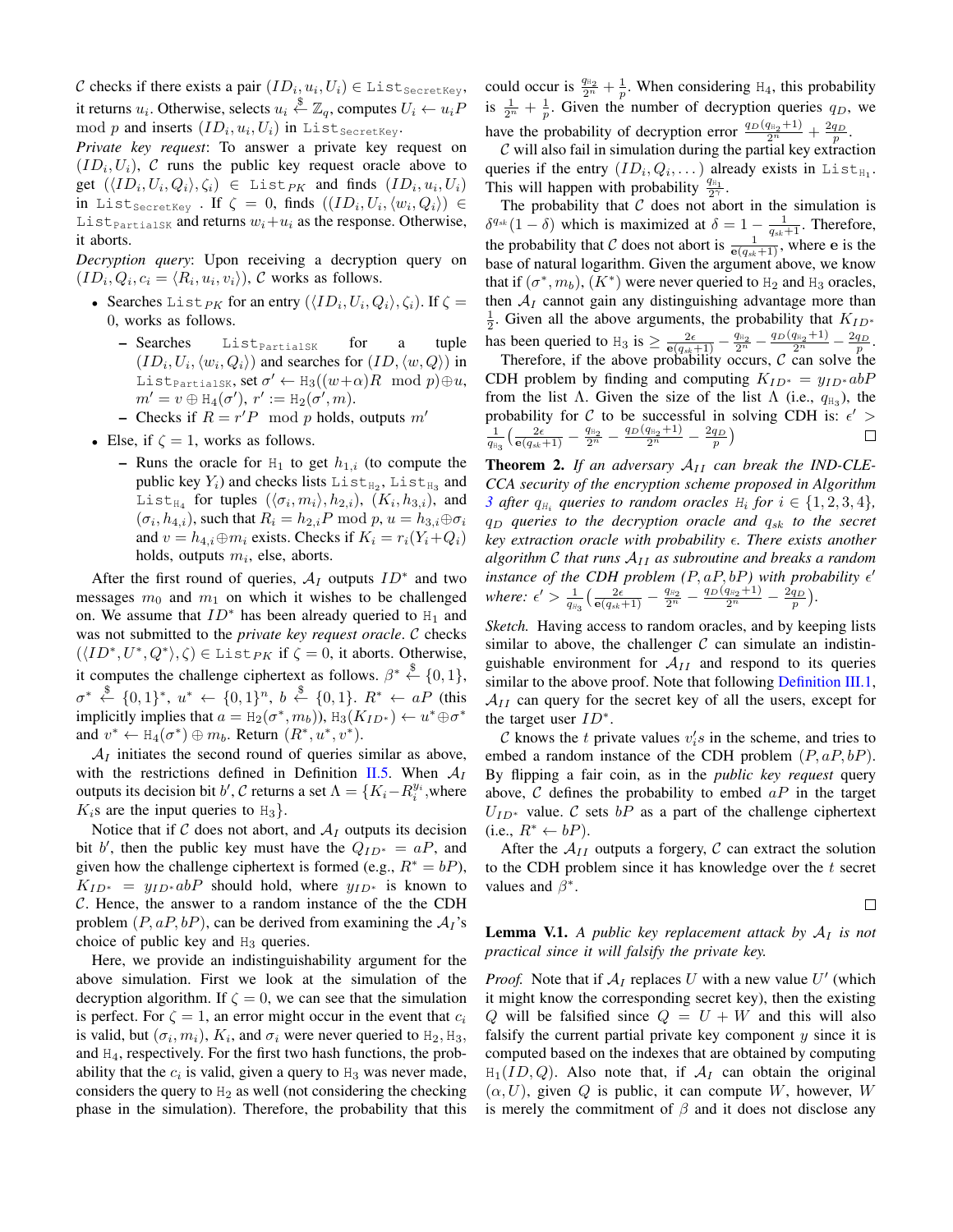$\mathcal{C}$ checks if there exists a pair $(ID_i, u_i, U_i) \in \texttt{List}_{\texttt{SecretKey}}$, it returns $u_i$. Otherwise, selects $u_i \xleftarrow{\$} \mathbb{Z}_q$, computes $U_i \leftarrow u_i P \mod p$ and inserts $(ID_i, u_i, U_i)$ in $\texttt{List}_{\texttt{SecretKey}}$.

*Private key request*: To answer a private key request on $(ID_i, U_i)$, $\mathcal{C}$ runs the public key request oracle above to get $(\langle ID_i, U_i, Q_i \rangle, \zeta_i) \in \texttt{List}_{PK}$ and finds $(ID_i, u_i, U_i)$ in $\texttt{List}_{\texttt{SecretKey}}$ . If $\zeta = 0$, finds $((ID_i, U_i, \langle w_i, Q_i \rangle) \in \texttt{List}_{\texttt{PartialSK}}$ and returns $w_i + u_i$ as the response. Otherwise, it aborts.

*Decryption query*: Upon receiving a decryption query on $(ID_i, Q_i, c_i = \langle R_i, u_i, v_i \rangle)$, $\mathcal{C}$ works as follows.

- Searches $\texttt{List}_{PK}$ for an entry $(\langle ID_i, U_i, Q_i \rangle, \zeta_i)$. If $\zeta = 0$, works as follows.
  - Searches $\texttt{List}_{\texttt{PartialSK}}$ for a tuple $(ID_i, U_i, \langle w_i, Q_i \rangle)$ and searches for $(ID, \langle w, Q \rangle)$ in $\texttt{List}_{\texttt{PartialSK}}$, set $\sigma' \leftarrow \texttt{H}_3((w+\alpha)R \mod p) \oplus u$, $m' = v \oplus \texttt{H}_4(\sigma')$, $r' := \texttt{H}_2(\sigma', m)$.
  - Checks if $R = r'P \mod p$ holds, outputs $m'$
- Else, if $\zeta = 1$, works as follows.
  - Runs the oracle for $\texttt{H}_1$ to get $h_{1,i}$ (to compute the public key $Y_i$) and checks lists $\texttt{List}_{\texttt{H}_2}$, $\texttt{List}_{\texttt{H}_3}$ and $\texttt{List}_{\texttt{H}_4}$ for tuples $(\langle \sigma_i, m_i \rangle, h_{2,i})$, $(K_i, h_{3,i})$, and $(\sigma_i, h_{4,i})$, such that $R_i = h_{2,i}P \mod p$, $u = h_{3,i} \oplus \sigma_i$ and $v = h_{4,i} \oplus m_i$ exists. Checks if $K_i = r_i(Y_i + Q_i)$ holds, outputs $m_i$, else, aborts.

After the first round of queries, $\mathcal{A}_I$ outputs $ID^*$ and two messages $m_0$ and $m_1$ on which it wishes to be challenged on. We assume that $ID^*$ has been already queried to $\texttt{H}_1$ and was not submitted to the *private key request oracle*. $\mathcal{C}$ checks $(\langle ID^*, U^*, Q^* \rangle, \zeta) \in \texttt{List}_{PK}$ if $\zeta = 0$, it aborts. Otherwise, it computes the challenge ciphertext as follows. $\beta^* \xleftarrow{\$} \{0,1\}$, $\sigma^* \xleftarrow{\$} \{0,1\}^*$, $u^* \leftarrow \{0,1\}^n$, $b \xleftarrow{\$} \{0,1\}$. $R^* \leftarrow aP$ (this implicitly implies that $a = \texttt{H}_2(\sigma^*, m_b)$), $\texttt{H}_3(K_{ID^*}) \leftarrow u^* \oplus \sigma^*$ and $v^* \leftarrow \texttt{H}_4(\sigma^*) \oplus m_b$. Return $(R^*, u^*, v^*)$.

$\mathcal{A}_I$ initiates the second round of queries similar as above, with the restrictions defined in Definition II.5. When $\mathcal{A}_I$ outputs its decision bit $b'$, $\mathcal{C}$ returns a set $\Lambda = \{K_i - R_i^{y_i}$ ,where $K_i$s are the input queries to $\texttt{H}_3\}$.

Notice that if $\mathcal{C}$ does not abort, and $\mathcal{A}_I$ outputs its decision bit $b'$, then the public key must have the $Q_{ID^*} = aP$, and given how the challenge ciphertext is formed (e.g., $R^* = bP$), $K_{ID^*} = y_{ID^*}abP$ should hold, where $y_{ID^*}$ is known to $\mathcal{C}$. Hence, the answer to a random instance of the the CDH problem $(P, aP, bP)$, can be derived from examining the $\mathcal{A}_I$'s choice of public key and $\texttt{H}_3$ queries.

Here, we provide an indistinguishability argument for the above simulation. First we look at the simulation of the decryption algorithm. If $\zeta = 0$, we can see that the simulation is perfect. For $\zeta = 1$, an error might occur in the event that $c_i$ is valid, but $(\sigma_i, m_i)$, $K_i$, and $\sigma_i$ were never queried to $\texttt{H}_2, \texttt{H}_3$, and $\texttt{H}_4$, respectively. For the first two hash functions, the probability that the $c_i$ is valid, given a query to $\texttt{H}_3$ was never made, considers the query to $\texttt{H}_2$ as well (not considering the checking phase in the simulation). Therefore, the probability that this could occur is $\frac{q_{\texttt{H}_2}}{2^n} + \frac{1}{p}$. When considering $\texttt{H}_4$, this probability is $\frac{1}{2^n} + \frac{1}{p}$. Given the number of decryption queries $q_D$, we have the probability of decryption error $\frac{q_D(q_{\texttt{H}_2}+1)}{2^n} + \frac{2q_D}{p}$.

$\mathcal{C}$ will also fail in simulation during the partial key extraction queries if the entry $(ID_i, Q_i, \dots)$ already exists in $\texttt{List}_{\texttt{H}_1}$. This will happen with probability $\frac{q_{\texttt{H}_1}}{2^\gamma}$.

The probability that $\mathcal{C}$ does not abort in the simulation is $\delta^{q_{sk}}(1-\delta)$ which is maximized at $\delta = 1 - \frac{1}{q_{sk}+1}$. Therefore, the probability that $\mathcal{C}$ does not abort is $\frac{1}{\mathbf{e}(q_{sk}+1)}$, where $\mathbf{e}$ is the base of natural logarithm. Given the argument above, we know that if $(\sigma^*, m_b)$, $(K^*)$ were never queried to $\texttt{H}_2$ and $\texttt{H}_3$ oracles, then $\mathcal{A}_I$ cannot gain any distinguishing advantage more than $\frac{1}{2}$. Given all the above arguments, the probability that $K_{ID^*}$ has been queried to $\texttt{H}_3$ is $\geq \frac{2\epsilon}{\mathbf{e}(q_{sk}+1)} - \frac{q_{\texttt{H}_2}}{2^n} - \frac{q_D(q_{\texttt{H}_2}+1)}{2^n} - \frac{2q_D}{p}$.

Therefore, if the above probability occurs, $\mathcal{C}$ can solve the CDH problem by finding and computing $K_{ID^*} = y_{ID^*}abP$ from the list $\Lambda$. Given the size of the list $\Lambda$ (i.e., $q_{\texttt{H}_3}$), the probability for $\mathcal{C}$ to be successful in solving CDH is: $\epsilon' > \frac{1}{q_{\texttt{H}_3}}\Big(\frac{2\epsilon}{\mathbf{e}(q_{sk}+1)} - \frac{q_{\texttt{H}_2}}{2^n} - \frac{q_D(q_{\texttt{H}_2}+1)}{2^n} - \frac{2q_D}{p}\Big)$ □

**Theorem 2.** *If an adversary $\mathcal{A}_{II}$ can break the IND-CLE-CCA security of the encryption scheme proposed in Algorithm 3 after $q_{\texttt{H}_i}$ queries to random oracles $\texttt{H}_i$ for $i \in \{1,2,3,4\}$, $q_D$ queries to the decryption oracle and $q_{sk}$ to the secret key extraction oracle with probability $\epsilon$. There exists another algorithm $\mathcal{C}$ that runs $\mathcal{A}_{II}$ as subroutine and breaks a random instance of the CDH problem $(P, aP, bP)$ with probability $\epsilon'$ where: $\epsilon' > \frac{1}{q_{\texttt{H}_3}}\Big(\frac{2\epsilon}{\mathbf{e}(q_{sk}+1)} - \frac{q_{\texttt{H}_2}}{2^n} - \frac{q_D(q_{\texttt{H}_2}+1)}{2^n} - \frac{2q_D}{p}\Big)$.*

*Sketch.* Having access to random oracles, and by keeping lists similar to above, the challenger $\mathcal{C}$ can simulate an indistinguishable environment for $\mathcal{A}_{II}$ and respond to its queries similar to the above proof. Note that following Definition III.1, $\mathcal{A}_{II}$ can query for the secret key of all the users, except for the target user $ID^*$.

$\mathcal{C}$ knows the $t$ private values $v_i's$ in the scheme, and tries to embed a random instance of the CDH problem $(P, aP, bP)$. By flipping a fair coin, as in the *public key request* query above, $\mathcal{C}$ defines the probability to embed $aP$ in the target $U_{ID^*}$ value. $\mathcal{C}$ sets $bP$ as a part of the challenge ciphertext (i.e., $R^* \leftarrow bP$).

After the $\mathcal{A}_{II}$ outputs a forgery, $\mathcal{C}$ can extract the solution to the CDH problem since it has knowledge over the $t$ secret values and $\beta^*$.

□

**Lemma V.1.** *A public key replacement attack by $\mathcal{A}_I$ is not practical since it will falsify the private key.*

*Proof.* Note that if $\mathcal{A}_I$ replaces $U$ with a new value $U'$ (which it might know the corresponding secret key), then the existing $Q$ will be falsified since $Q = U + W$ and this will also falsify the current partial private key component $y$ since it is computed based on the indexes that are obtained by computing $\texttt{H}_1(ID, Q)$. Also note that, if $\mathcal{A}_I$ can obtain the original $(\alpha, U)$, given $Q$ is public, it can compute $W$, however, $W$ is merely the commitment of $\beta$ and it does not disclose any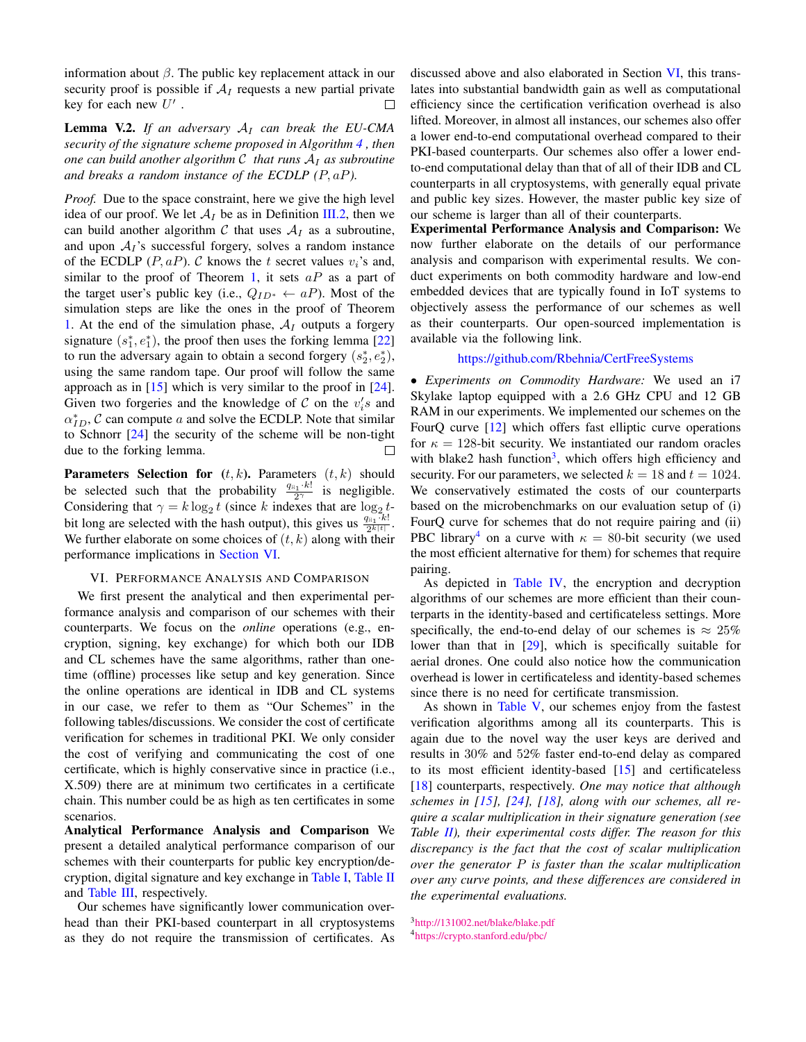information about $\beta$. The public key replacement attack in our security proof is possible if $\mathcal{A}_I$ requests a new partial private key for each new $U'$ . □

**Lemma V.2.** *If an adversary $\mathcal{A}_I$ can break the EU-CMA security of the signature scheme proposed in Algorithm 4 , then one can build another algorithm $\mathcal{C}$ that runs $\mathcal{A}_I$ as subroutine and breaks a random instance of the ECDLP $(P, aP)$.*

*Proof.* Due to the space constraint, here we give the high level idea of our proof. We let $\mathcal{A}_I$ be as in Definition III.2, then we can build another algorithm $\mathcal{C}$ that uses $\mathcal{A}_I$ as a subroutine, and upon $\mathcal{A}_I$'s successful forgery, solves a random instance of the ECDLP $(P, aP)$. $\mathcal{C}$ knows the $t$ secret values $v_i$'s and, similar to the proof of Theorem 1, it sets $aP$ as a part of the target user's public key (i.e., $Q_{ID^*} \leftarrow aP$). Most of the simulation steps are like the ones in the proof of Theorem 1. At the end of the simulation phase, $\mathcal{A}_I$ outputs a forgery signature $(s_1^*, e_1^*)$, the proof then uses the forking lemma [22] to run the adversary again to obtain a second forgery $(s_2^*, e_2^*)$, using the same random tape. Our proof will follow the same approach as in [15] which is very similar to the proof in [24]. Given two forgeries and the knowledge of $\mathcal{C}$ on the $v_i'$s and $\alpha_{ID}^*$, $\mathcal{C}$ can compute $a$ and solve the ECDLP. Note that similar to Schnorr [24] the security of the scheme will be non-tight due to the forking lemma. □

**Parameters Selection for $(t, k)$.** Parameters $(t, k)$ should be selected such that the probability $\frac{q_{\mathbb{H}_1} \cdot k!}{2^{\gamma}}$ is negligible. Considering that $\gamma = k \log_2 t$ (since $k$ indexes that are $\log_2 t$-bit long are selected with the hash output), this gives us $\frac{q_{\mathbb{H}_1} \cdot k!}{2^{k|t|}}$. We further elaborate on some choices of $(t, k)$ along with their performance implications in Section VI.

## VI. Performance Analysis and Comparison

We first present the analytical and then experimental performance analysis and comparison of our schemes with their counterparts. We focus on the *online* operations (e.g., encryption, signing, key exchange) for which both our IDB and CL schemes have the same algorithms, rather than one-time (offline) processes like setup and key generation. Since the online operations are identical in IDB and CL systems in our case, we refer to them as "Our Schemes" in the following tables/discussions. We consider the cost of certificate verification for schemes in traditional PKI. We only consider the cost of verifying and communicating the cost of one certificate, which is highly conservative since in practice (i.e., X.509) there are at minimum two certificates in a certificate chain. This number could be as high as ten certificates in some scenarios.

**Analytical Performance Analysis and Comparison** We present a detailed analytical performance comparison of our schemes with their counterparts for public key encryption/decryption, digital signature and key exchange in Table I, Table II and Table III, respectively.

Our schemes have significantly lower communication overhead than their PKI-based counterpart in all cryptosystems as they do not require the transmission of certificates. As discussed above and also elaborated in Section VI, this translates into substantial bandwidth gain as well as computational efficiency since the certification verification overhead is also lifted. Moreover, in almost all instances, our schemes also offer a lower end-to-end computational overhead compared to their PKI-based counterparts. Our schemes also offer a lower end-to-end computational delay than that of all of their IDB and CL counterparts in all cryptosystems, with generally equal private and public key sizes. However, the master public key size of our scheme is larger than all of their counterparts.

**Experimental Performance Analysis and Comparison:** We now further elaborate on the details of our performance analysis and comparison with experimental results. We conduct experiments on both commodity hardware and low-end embedded devices that are typically found in IoT systems to objectively assess the performance of our schemes as well as their counterparts. Our open-sourced implementation is available via the following link.

https://github.com/Rbehnia/CertFreeSystems

• *Experiments on Commodity Hardware:* We used an i7 Skylake laptop equipped with a 2.6 GHz CPU and 12 GB RAM in our experiments. We implemented our schemes on the FourQ curve [12] which offers fast elliptic curve operations for $\kappa = 128$-bit security. We instantiated our random oracles with blake2 hash function[3], which offers high efficiency and security. For our parameters, we selected $k = 18$ and $t = 1024$. We conservatively estimated the costs of our counterparts based on the microbenchmarks on our evaluation setup of (i) FourQ curve for schemes that do not require pairing and (ii) PBC library[4] on a curve with $\kappa = 80$-bit security (we used the most efficient alternative for them) for schemes that require pairing.

As depicted in Table IV, the encryption and decryption algorithms of our schemes are more efficient than their counterparts in the identity-based and certificateless settings. More specifically, the end-to-end delay of our schemes is $\approx 25\%$ lower than that in [29], which is specifically suitable for aerial drones. One could also notice how the communication overhead is lower in certificateless and identity-based schemes since there is no need for certificate transmission.

As shown in Table V, our schemes enjoy from the fastest verification algorithms among all its counterparts. This is again due to the novel way the user keys are derived and results in 30% and 52% faster end-to-end delay as compared to its most efficient identity-based [15] and certificateless [18] counterparts, respectively. *One may notice that although schemes in [15], [24], [18], along with our schemes, all require a scalar multiplication in their signature generation (see Table II), their experimental costs differ. The reason for this discrepancy is the fact that the cost of scalar multiplication over the generator $P$ is faster than the scalar multiplication over any curve points, and these differences are considered in the experimental evaluations.*

[3] http://131002.net/blake/blake.pdf

[4] https://crypto.stanford.edu/pbc/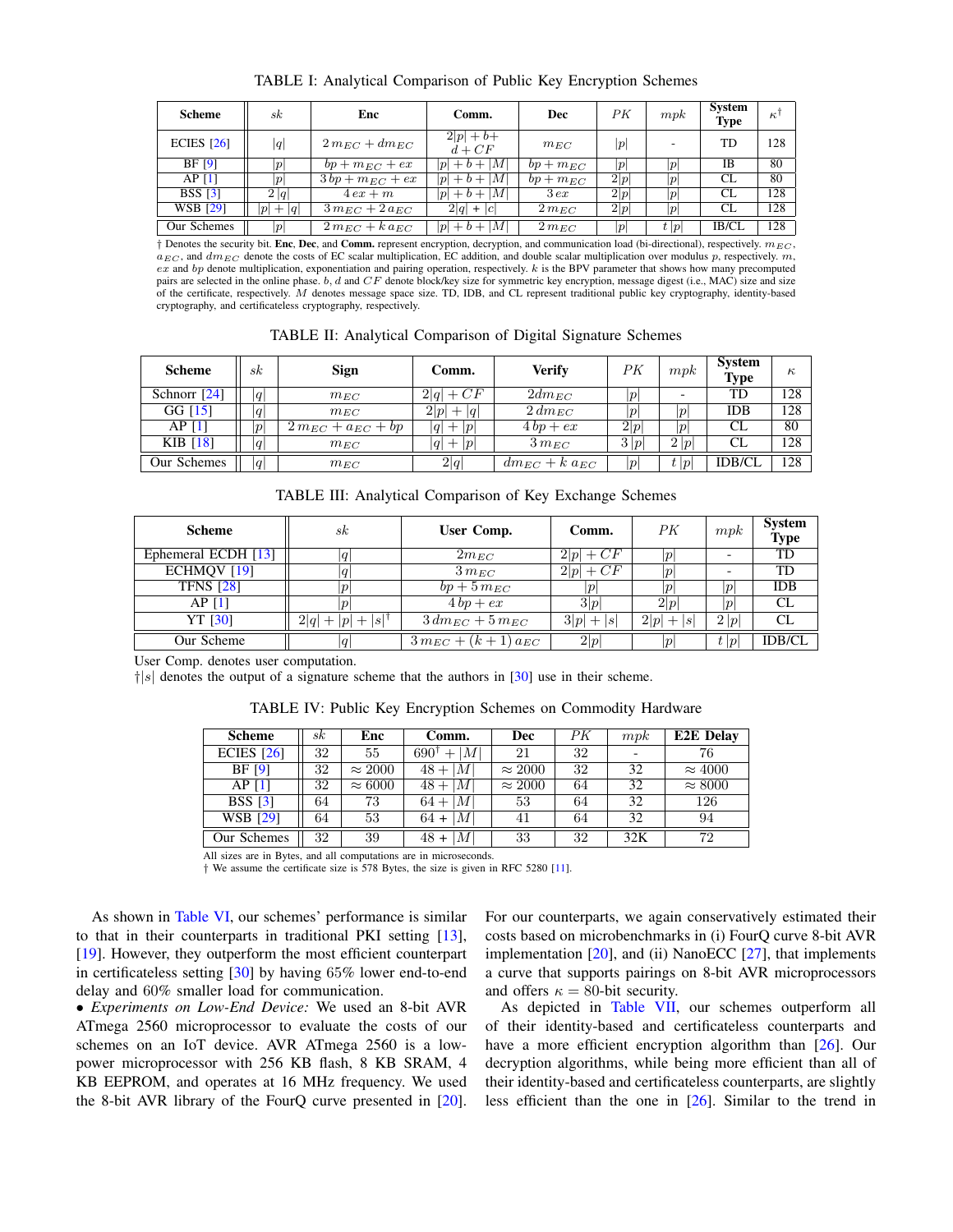TABLE I: Analytical Comparison of Public Key Encryption Schemes

| Scheme | $sk$ | Enc | Comm. | Dec | $PK$ | $mpk$ | System Type | $\kappa^{\dagger}$ |
|---|---|---|---|---|---|---|---|---|
| ECIES [26] | $\|q\|$ | $2\,m_{EC} + dm_{EC}$ | $2\|p\| + b +$ $d + CF$ | $m_{EC}$ | $\|p\|$ | - | TD | 128 |
| BF [9] | $\|p\|$ | $bp + m_{EC} + ex$ | $\|p\| + b + \|M\|$ | $bp + m_{EC}$ | $\|p\|$ | $\|p\|$ | IB | 80 |
| AP [1] | $\|p\|$ | $3\,bp + m_{EC} + ex$ | $\|p\| + b + \|M\|$ | $bp + m_{EC}$ | $2\|p\|$ | $\|p\|$ | CL | 80 |
| BSS [3] | $2\,\|q\|$ | $4\,ex + m$ | $\|p\| + b + \|M\|$ | $3\,ex$ | $2\|p\|$ | $\|p\|$ | CL | 128 |
| WSB [29] | $\|p\| + \|q\|$ | $3\,m_{EC} + 2\,a_{EC}$ | $2\|q\| + \|c\|$ | $2\,m_{EC}$ | $2\|p\|$ | $\|p\|$ | CL | 128 |
| Our Schemes | $\|p\|$ | $2\,m_{EC} + k\,a_{EC}$ | $\|p\| + b + \|M\|$ | $2\,m_{EC}$ | $\|p\|$ | $t\,\|p\|$ | IB/CL | 128 |

† Denotes the security bit. **Enc**, **Dec**, and **Comm.** represent encryption, decryption, and communication load (bi-directional), respectively. $m_{EC}$, $a_{EC}$, and $dm_{EC}$ denote the costs of EC scalar multiplication, EC addition, and double scalar multiplication over modulus $p$, respectively. $m$, $ex$ and $bp$ denote multiplication, exponentiation and pairing operation, respectively. $k$ is the BPV parameter that shows how many precomputed pairs are selected in the online phase. $b$, $d$ and $CF$ denote block/key size for symmetric key encryption, message digest (i.e., MAC) size and size of the certificate, respectively. $M$ denotes message space size. TD, IDB, and CL represent traditional public key cryptography, identity-based cryptography, and certificateless cryptography, respectively.

TABLE II: Analytical Comparison of Digital Signature Schemes

| Scheme | $sk$ | Sign | Comm. | Verify | $PK$ | $mpk$ | System Type | $\kappa$ |
|---|---|---|---|---|---|---|---|---|
| Schnorr [24] | $\|q\|$ | $m_{EC}$ | $2\|q\| + CF$ | $2dm_{EC}$ | $\|p\|$ | - | TD | 128 |
| GG [15] | $\|q\|$ | $m_{EC}$ | $2\|p\| + \|q\|$ | $2\,dm_{EC}$ | $\|p\|$ | $\|p\|$ | IDB | 128 |
| AP [1] | $\|p\|$ | $2\,m_{EC} + a_{EC} + bp$ | $\|q\| + \|p\|$ | $4\,bp + ex$ | $2\|p\|$ | $\|p\|$ | CL | 80 |
| KIB [18] | $\|q\|$ | $m_{EC}$ | $\|q\| + \|p\|$ | $3\,m_{EC}$ | $3\,\|p\|$ | $2\,\|p\|$ | CL | 128 |
| Our Schemes | $\|q\|$ | $m_{EC}$ | $2\|q\|$ | $dm_{EC} + k\,a_{EC}$ | $\|p\|$ | $t\,\|p\|$ | IDB/CL | 128 |

TABLE III: Analytical Comparison of Key Exchange Schemes

| Scheme | $sk$ | User Comp. | Comm. | $PK$ | $mpk$ | System Type |
|---|---|---|---|---|---|---|
| Ephemeral ECDH [13] | $\|q\|$ | $2m_{EC}$ | $2\|p\| + CF$ | $\|p\|$ | - | TD |
| ECHMQV [19] | $\|q\|$ | $3\,m_{EC}$ | $2\|p\| + CF$ | $\|p\|$ | - | TD |
| TFNS [28] | $\|p\|$ | $bp + 5\,m_{EC}$ | $\|p\|$ | $\|p\|$ | $\|p\|$ | IDB |
| AP [1] | $\|p\|$ | $4\,bp + ex$ | $3\|p\|$ | $2\|p\|$ | $\|p\|$ | CL |
| YT [30] | $2\|q\| + \|p\| + \|s\|^{\dagger}$ | $3\,dm_{EC} + 5\,m_{EC}$ | $3\|p\| + \|s\|$ | $2\|p\| + \|s\|$ | $2\,\|p\|$ | CL |
| Our Scheme | $\|q\|$ | $3\,m_{EC} + (k+1)\,a_{EC}$ | $2\|p\|$ | $\|p\|$ | $t\,\|p\|$ | IDB/CL |

User Comp. denotes user computation.
†$|s|$ denotes the output of a signature scheme that the authors in [30] use in their scheme.

TABLE IV: Public Key Encryption Schemes on Commodity Hardware

| Scheme | $sk$ | Enc | Comm. | Dec | $PK$ | $mpk$ | E2E Delay |
|---|---|---|---|---|---|---|---|
| ECIES [26] | 32 | 55 | $690^{\dagger} + \|M\|$ | 21 | 32 | - | 76 |
| BF [9] | 32 | $\approx 2000$ | $48 + \|M\|$ | $\approx 2000$ | 32 | 32 | $\approx 4000$ |
| AP [1] | 32 | $\approx 6000$ | $48 + \|M\|$ | $\approx 2000$ | 64 | 32 | $\approx 8000$ |
| BSS [3] | 64 | 73 | $64 + \|M\|$ | 53 | 64 | 32 | 126 |
| WSB [29] | 64 | 53 | $64 + \|M\|$ | 41 | 64 | 32 | 94 |
| Our Schemes | 32 | 39 | $48 + \|M\|$ | 33 | 32 | 32K | 72 |

All sizes are in Bytes, and all computations are in microseconds.
† We assume the certificate size is 578 Bytes, the size is given in RFC 5280 [11].

As shown in Table VI, our schemes' performance is similar to that in their counterparts in traditional PKI setting [13], [19]. However, they outperform the most efficient counterpart in certificateless setting [30] by having 65% lower end-to-end delay and 60% smaller load for communication.

• *Experiments on Low-End Device:* We used an 8-bit AVR ATmega 2560 microprocessor to evaluate the costs of our schemes on an IoT device. AVR ATmega 2560 is a low-power microprocessor with 256 KB flash, 8 KB SRAM, 4 KB EEPROM, and operates at 16 MHz frequency. We used the 8-bit AVR library of the FourQ curve presented in [20]. For our counterparts, we again conservatively estimated their costs based on microbenchmarks in (i) FourQ curve 8-bit AVR implementation [20], and (ii) NanoECC [27], that implements a curve that supports pairings on 8-bit AVR microprocessors and offers $\kappa = 80$-bit security.

As depicted in Table VII, our schemes outperform all of their identity-based and certificateless counterparts and have a more efficient encryption algorithm than [26]. Our decryption algorithms, while being more efficient than all of their identity-based and certificateless counterparts, are slightly less efficient than the one in [26]. Similar to the trend in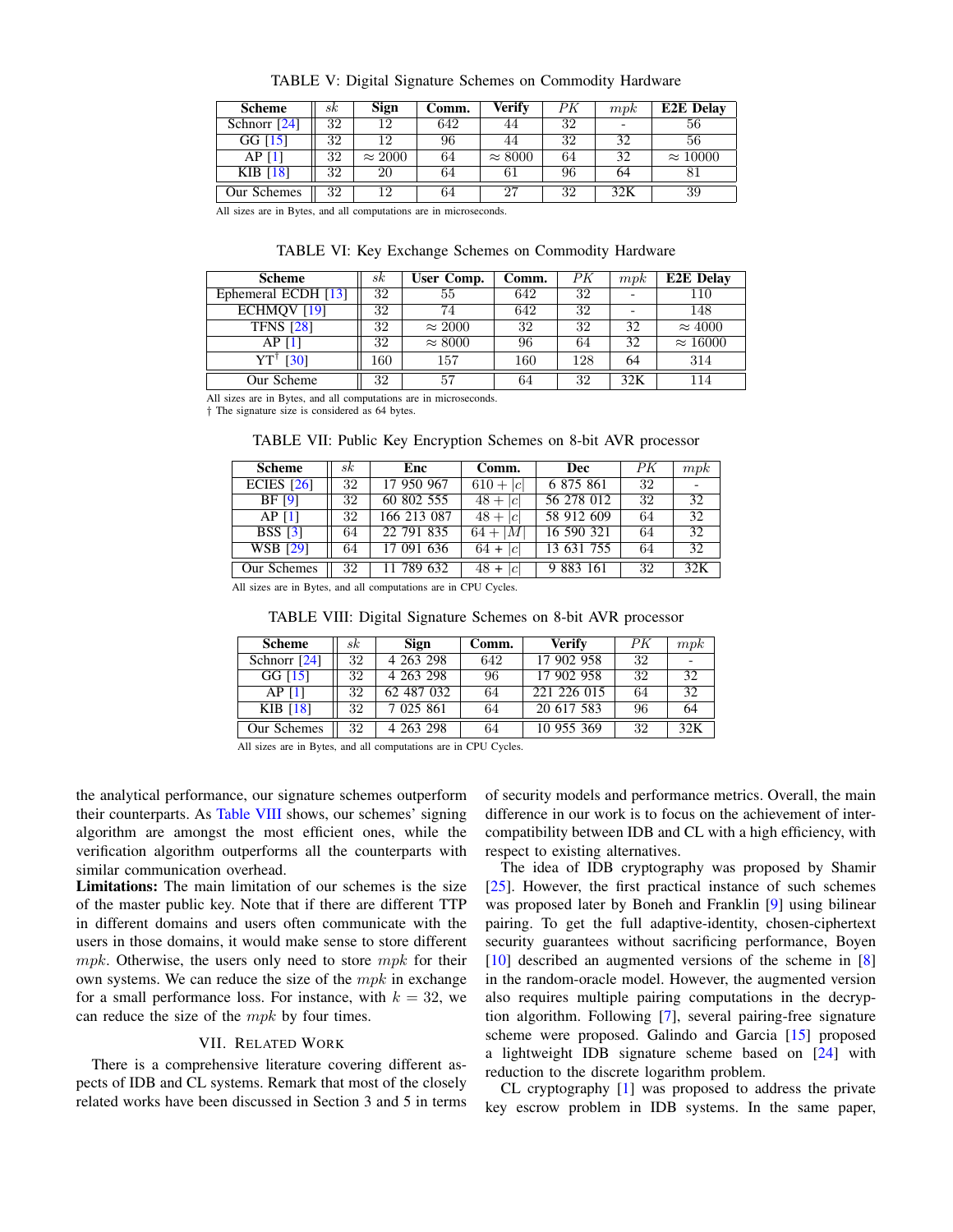TABLE V: Digital Signature Schemes on Commodity Hardware

| Scheme | $sk$ | Sign | Comm. | Verify | $PK$ | $mpk$ | E2E Delay |
|---|---|---|---|---|---|---|---|
| Schnorr [24] | 32 | 12 | 642 | 44 | 32 | - | 56 |
| GG [15] | 32 | 12 | 96 | 44 | 32 | 32 | 56 |
| AP [1] | 32 | $\approx 2000$ | 64 | $\approx 8000$ | 64 | 32 | $\approx 10000$ |
| KIB [18] | 32 | 20 | 64 | 61 | 96 | 64 | 81 |
| Our Schemes | 32 | 12 | 64 | 27 | 32 | 32K | 39 |

All sizes are in Bytes, and all computations are in microseconds.

TABLE VI: Key Exchange Schemes on Commodity Hardware

| Scheme | $sk$ | User Comp. | Comm. | $PK$ | $mpk$ | E2E Delay |
|---|---|---|---|---|---|---|
| Ephemeral ECDH [13] | 32 | 55 | 642 | 32 | - | 110 |
| ECHMQV [19] | 32 | 74 | 642 | 32 | - | 148 |
| TFNS [28] | 32 | $\approx 2000$ | 32 | 32 | 32 | $\approx 4000$ |
| AP [1] | 32 | $\approx 8000$ | 96 | 64 | 32 | $\approx 16000$ |
| YT† [30] | 160 | 157 | 160 | 128 | 64 | 314 |
| Our Scheme | 32 | 57 | 64 | 32 | 32K | 114 |

All sizes are in Bytes, and all computations are in microseconds.
† The signature size is considered as 64 bytes.

TABLE VII: Public Key Encryption Schemes on 8-bit AVR processor

| Scheme | $sk$ | Enc | Comm. | Dec | $PK$ | $mpk$ |
|---|---|---|---|---|---|---|
| ECIES [26] | 32 | 17 950 967 | $610 + \|c\|$ | 6 875 861 | 32 | - |
| BF [9] | 32 | 60 802 555 | $48 + \|c\|$ | 56 278 012 | 32 | 32 |
| AP [1] | 32 | 166 213 087 | $48 + \|c\|$ | 58 912 609 | 64 | 32 |
| BSS [3] | 64 | 22 791 835 | $64 + \|M\|$ | 16 590 321 | 64 | 32 |
| WSB [29] | 64 | 17 091 636 | $64 + \|c\|$ | 13 631 755 | 64 | 32 |
| Our Schemes | 32 | 11 789 632 | $48 + \|c\|$ | 9 883 161 | 32 | 32K |

All sizes are in Bytes, and all computations are in CPU Cycles.

TABLE VIII: Digital Signature Schemes on 8-bit AVR processor

| Scheme | $sk$ | Sign | Comm. | Verify | $PK$ | $mpk$ |
|---|---|---|---|---|---|---|
| Schnorr [24] | 32 | 4 263 298 | 642 | 17 902 958 | 32 | - |
| GG [15] | 32 | 4 263 298 | 96 | 17 902 958 | 32 | 32 |
| AP [1] | 32 | 62 487 032 | 64 | 221 226 015 | 64 | 32 |
| KIB [18] | 32 | 7 025 861 | 64 | 20 617 583 | 96 | 64 |
| Our Schemes | 32 | 4 263 298 | 64 | 10 955 369 | 32 | 32K |

All sizes are in Bytes, and all computations are in CPU Cycles.

the analytical performance, our signature schemes outperform their counterparts. As Table VIII shows, our schemes' signing algorithm are amongst the most efficient ones, while the verification algorithm outperforms all the counterparts with similar communication overhead.

**Limitations:** The main limitation of our schemes is the size of the master public key. Note that if there are different TTP in different domains and users often communicate with the users in those domains, it would make sense to store different $mpk$. Otherwise, the users only need to store $mpk$ for their own systems. We can reduce the size of the $mpk$ in exchange for a small performance loss. For instance, with $k = 32$, we can reduce the size of the $mpk$ by four times.

## VII. Related Work

There is a comprehensive literature covering different aspects of IDB and CL systems. Remark that most of the closely related works have been discussed in Section 3 and 5 in terms of security models and performance metrics. Overall, the main difference in our work is to focus on the achievement of inter-compatibility between IDB and CL with a high efficiency, with respect to existing alternatives.

The idea of IDB cryptography was proposed by Shamir [25]. However, the first practical instance of such schemes was proposed later by Boneh and Franklin [9] using bilinear pairing. To get the full adaptive-identity, chosen-ciphertext security guarantees without sacrificing performance, Boyen [10] described an augmented versions of the scheme in [8] in the random-oracle model. However, the augmented version also requires multiple pairing computations in the decryption algorithm. Following [7], several pairing-free signature scheme were proposed. Galindo and Garcia [15] proposed a lightweight IDB signature scheme based on [24] with reduction to the discrete logarithm problem.

CL cryptography [1] was proposed to address the private key escrow problem in IDB systems. In the same paper,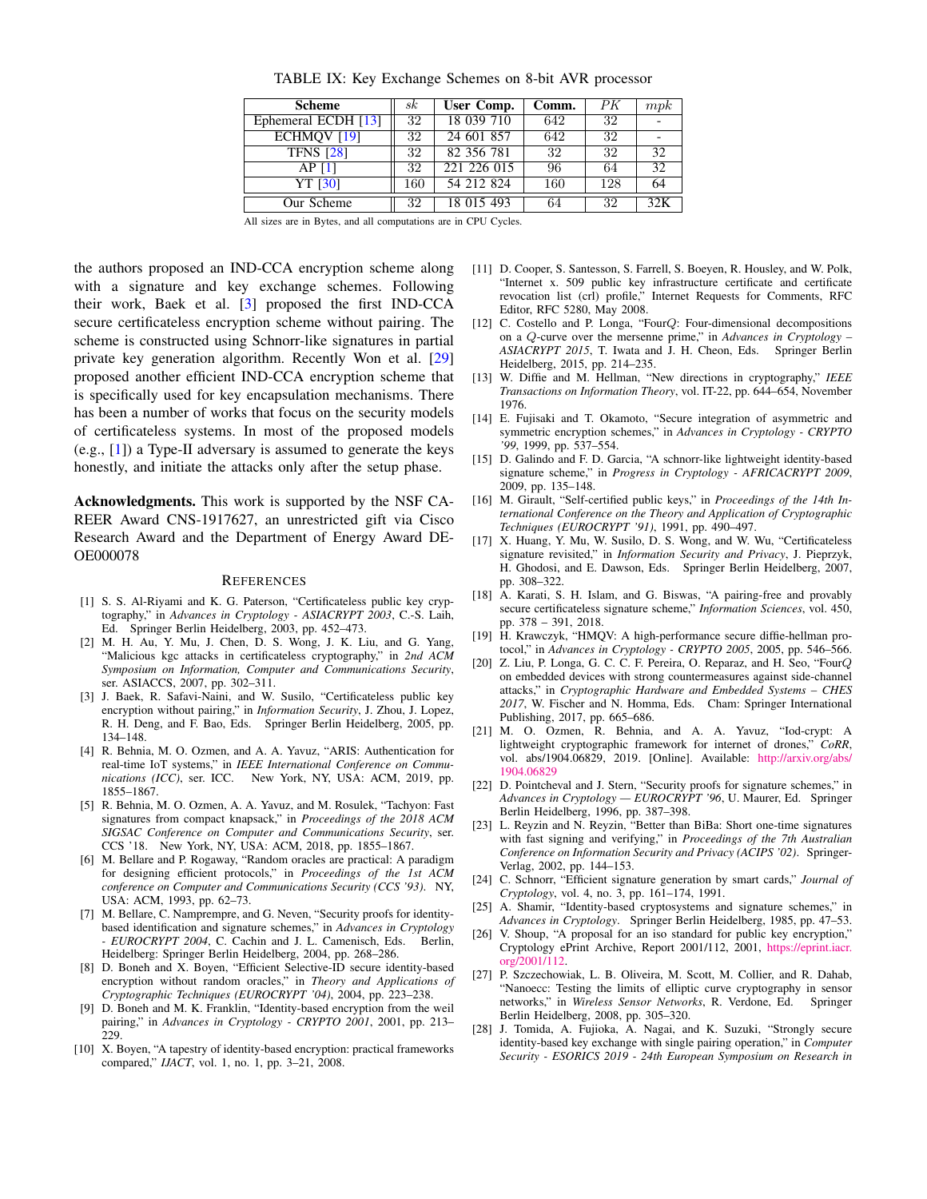TABLE IX: Key Exchange Schemes on 8-bit AVR processor

| Scheme | $sk$ | User Comp. | Comm. | $PK$ | $mpk$ |
|---|---|---|---|---|---|
| Ephemeral ECDH [13] | 32 | 18 039 710 | 642 | 32 | - |
| ECHMQV [19] | 32 | 24 601 857 | 642 | 32 | - |
| TFNS [28] | 32 | 82 356 781 | 32 | 32 | 32 |
| AP [1] | 32 | 221 226 015 | 96 | 64 | 32 |
| YT [30] | 160 | 54 212 824 | 160 | 128 | 64 |
| Our Scheme | 32 | 18 015 493 | 64 | 32 | 32K |

All sizes are in Bytes, and all computations are in CPU Cycles.

the authors proposed an IND-CCA encryption scheme along with a signature and key exchange schemes. Following their work, Baek et al. [3] proposed the first IND-CCA secure certificateless encryption scheme without pairing. The scheme is constructed using Schnorr-like signatures in partial private key generation algorithm. Recently Won et al. [29] proposed another efficient IND-CCA encryption scheme that is specifically used for key encapsulation mechanisms. There has been a number of works that focus on the security models of certificateless systems. In most of the proposed models (e.g., [1]) a Type-II adversary is assumed to generate the keys honestly, and initiate the attacks only after the setup phase.

**Acknowledgments.** This work is supported by the NSF CAREER Award CNS-1917627, an unrestricted gift via Cisco Research Award and the Department of Energy Award DE-OE000078

## References

[1] S. S. Al-Riyami and K. G. Paterson, "Certificateless public key cryptography," in *Advances in Cryptology - ASIACRYPT 2003*, C.-S. Laih, Ed. Springer Berlin Heidelberg, 2003, pp. 452–473.

[2] M. H. Au, Y. Mu, J. Chen, D. S. Wong, J. K. Liu, and G. Yang, "Malicious kgc attacks in certificateless cryptography," in *2nd ACM Symposium on Information, Computer and Communications Security*, ser. ASIACCS, 2007, pp. 302–311.

[3] J. Baek, R. Safavi-Naini, and W. Susilo, "Certificateless public key encryption without pairing," in *Information Security*, J. Zhou, J. Lopez, R. H. Deng, and F. Bao, Eds. Springer Berlin Heidelberg, 2005, pp. 134–148.

[4] R. Behnia, M. O. Ozmen, and A. A. Yavuz, "ARIS: Authentication for real-time IoT systems," in *IEEE International Conference on Communications (ICC)*, ser. ICC. New York, NY, USA: ACM, 2019, pp. 1855–1867.

[5] R. Behnia, M. O. Ozmen, A. A. Yavuz, and M. Rosulek, "Tachyon: Fast signatures from compact knapsack," in *Proceedings of the 2018 ACM SIGSAC Conference on Computer and Communications Security*, ser. CCS '18. New York, NY, USA: ACM, 2018, pp. 1855–1867.

[6] M. Bellare and P. Rogaway, "Random oracles are practical: A paradigm for designing efficient protocols," in *Proceedings of the 1st ACM conference on Computer and Communications Security (CCS '93)*. NY, USA: ACM, 1993, pp. 62–73.

[7] M. Bellare, C. Namprempre, and G. Neven, "Security proofs for identity-based identification and signature schemes," in *Advances in Cryptology - EUROCRYPT 2004*, C. Cachin and J. L. Camenisch, Eds. Berlin, Heidelberg: Springer Berlin Heidelberg, 2004, pp. 268–286.

[8] D. Boneh and X. Boyen, "Efficient Selective-ID secure identity-based encryption without random oracles," in *Theory and Applications of Cryptographic Techniques (EUROCRYPT '04)*, 2004, pp. 223–238.

[9] D. Boneh and M. K. Franklin, "Identity-based encryption from the weil pairing," in *Advances in Cryptology - CRYPTO 2001*, 2001, pp. 213–229.

[10] X. Boyen, "A tapestry of identity-based encryption: practical frameworks compared," *IJACT*, vol. 1, no. 1, pp. 3–21, 2008.

[11] D. Cooper, S. Santesson, S. Farrell, S. Boeyen, R. Housley, and W. Polk, "Internet x. 509 public key infrastructure certificate and certificate revocation list (crl) profile," Internet Requests for Comments, RFC Editor, RFC 5280, May 2008.

[12] C. Costello and P. Longa, "Four$Q$: Four-dimensional decompositions on a $Q$-curve over the mersenne prime," in *Advances in Cryptology – ASIACRYPT 2015*, T. Iwata and J. H. Cheon, Eds. Springer Berlin Heidelberg, 2015, pp. 214–235.

[13] W. Diffie and M. Hellman, "New directions in cryptography," *IEEE Transactions on Information Theory*, vol. IT-22, pp. 644–654, November 1976.

[14] E. Fujisaki and T. Okamoto, "Secure integration of asymmetric and symmetric encryption schemes," in *Advances in Cryptology - CRYPTO '99*, 1999, pp. 537–554.

[15] D. Galindo and F. D. Garcia, "A schnorr-like lightweight identity-based signature scheme," in *Progress in Cryptology - AFRICACRYPT 2009*, 2009, pp. 135–148.

[16] M. Girault, "Self-certified public keys," in *Proceedings of the 14th International Conference on the Theory and Application of Cryptographic Techniques (EUROCRYPT '91)*, 1991, pp. 490–497.

[17] X. Huang, Y. Mu, W. Susilo, D. S. Wong, and W. Wu, "Certificateless signature revisited," in *Information Security and Privacy*, J. Pieprzyk, H. Ghodosi, and E. Dawson, Eds. Springer Berlin Heidelberg, 2007, pp. 308–322.

[18] A. Karati, S. H. Islam, and G. Biswas, "A pairing-free and provably secure certificateless signature scheme," *Information Sciences*, vol. 450, pp. 378 – 391, 2018.

[19] H. Krawczyk, "HMQV: A high-performance secure diffie-hellman protocol," in *Advances in Cryptology - CRYPTO 2005*, 2005, pp. 546–566.

[20] Z. Liu, P. Longa, G. C. C. F. Pereira, O. Reparaz, and H. Seo, "Four$Q$ on embedded devices with strong countermeasures against side-channel attacks," in *Cryptographic Hardware and Embedded Systems – CHES 2017*, W. Fischer and N. Homma, Eds. Cham: Springer International Publishing, 2017, pp. 665–686.

[21] M. O. Ozmen, R. Behnia, and A. A. Yavuz, "Iod-crypt: A lightweight cryptographic framework for internet of drones," *CoRR*, vol. abs/1904.06829, 2019. [Online]. Available: http://arxiv.org/abs/1904.06829

[22] D. Pointcheval and J. Stern, "Security proofs for signature schemes," in *Advances in Cryptology — EUROCRYPT '96*, U. Maurer, Ed. Springer Berlin Heidelberg, 1996, pp. 387–398.

[23] L. Reyzin and N. Reyzin, "Better than BiBa: Short one-time signatures with fast signing and verifying," in *Proceedings of the 7th Australian Conference on Information Security and Privacy (ACIPS '02)*. Springer-Verlag, 2002, pp. 144–153.

[24] C. Schnorr, "Efficient signature generation by smart cards," *Journal of Cryptology*, vol. 4, no. 3, pp. 161–174, 1991.

[25] A. Shamir, "Identity-based cryptosystems and signature schemes," in *Advances in Cryptology*. Springer Berlin Heidelberg, 1985, pp. 47–53.

[26] V. Shoup, "A proposal for an iso standard for public key encryption," Cryptology ePrint Archive, Report 2001/112, 2001, https://eprint.iacr.org/2001/112.

[27] P. Szczechowiak, L. B. Oliveira, M. Scott, M. Collier, and R. Dahab, "Nanoecc: Testing the limits of elliptic curve cryptography in sensor networks," in *Wireless Sensor Networks*, R. Verdone, Ed. Springer Berlin Heidelberg, 2008, pp. 305–320.

[28] J. Tomida, A. Fujioka, A. Nagai, and K. Suzuki, "Strongly secure identity-based key exchange with single pairing operation," in *Computer Security - ESORICS 2019 - 24th European Symposium on Research in*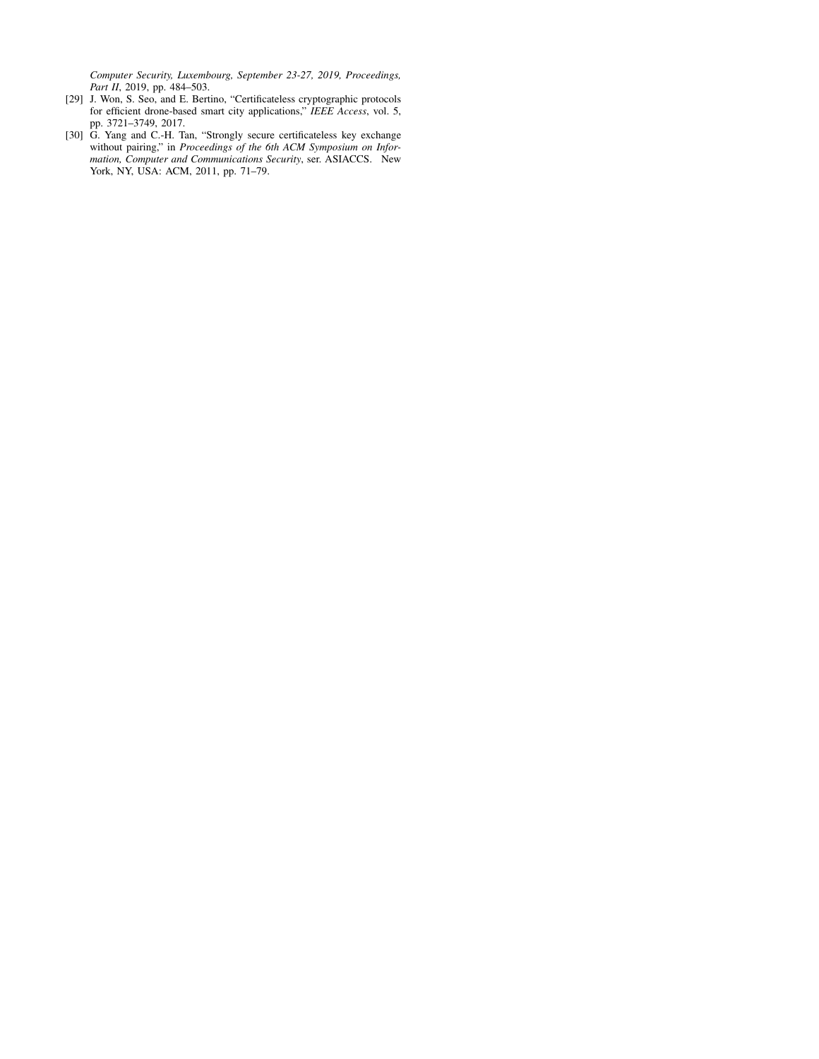*Computer Security, Luxembourg, September 23-27, 2019, Proceedings, Part II*, 2019, pp. 484–503.

[29] J. Won, S. Seo, and E. Bertino, "Certificateless cryptographic protocols for efficient drone-based smart city applications," *IEEE Access*, vol. 5, pp. 3721–3749, 2017.

[30] G. Yang and C.-H. Tan, "Strongly secure certificateless key exchange without pairing," in *Proceedings of the 6th ACM Symposium on Information, Computer and Communications Security*, ser. ASIACCS. New York, NY, USA: ACM, 2011, pp. 71–79.